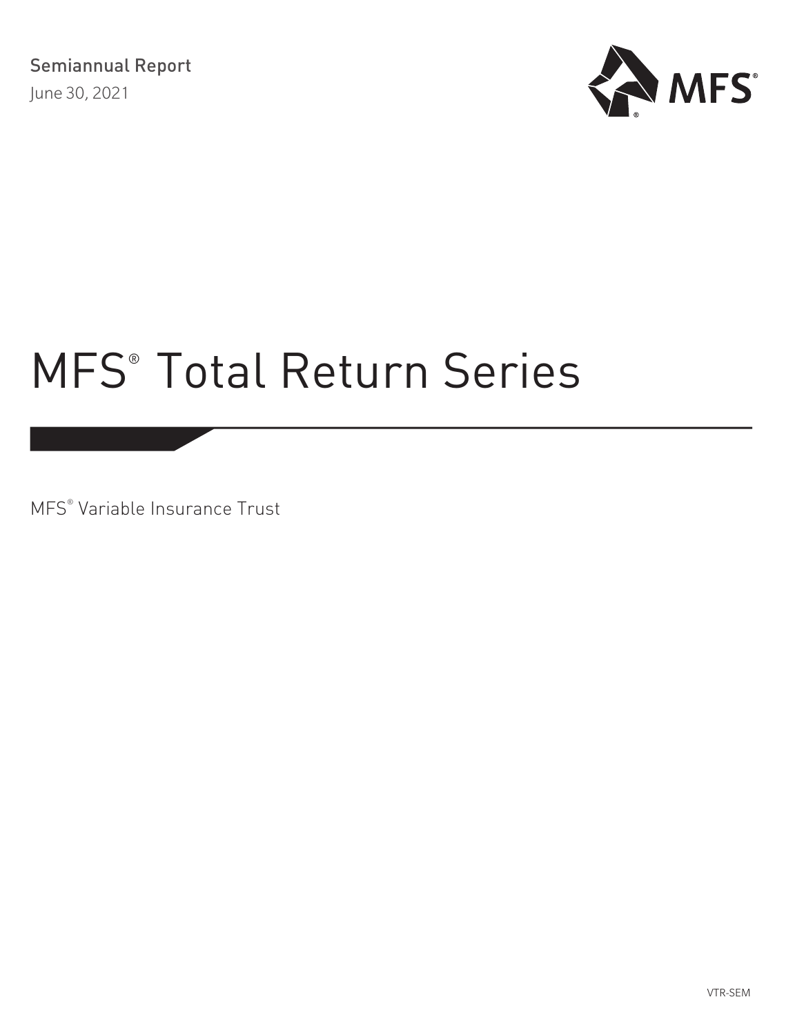Semiannual Report

June 30, 2021

MFS®

# MFS® Total Return Series

MFS® Variable Insurance Trust

VTR-SEM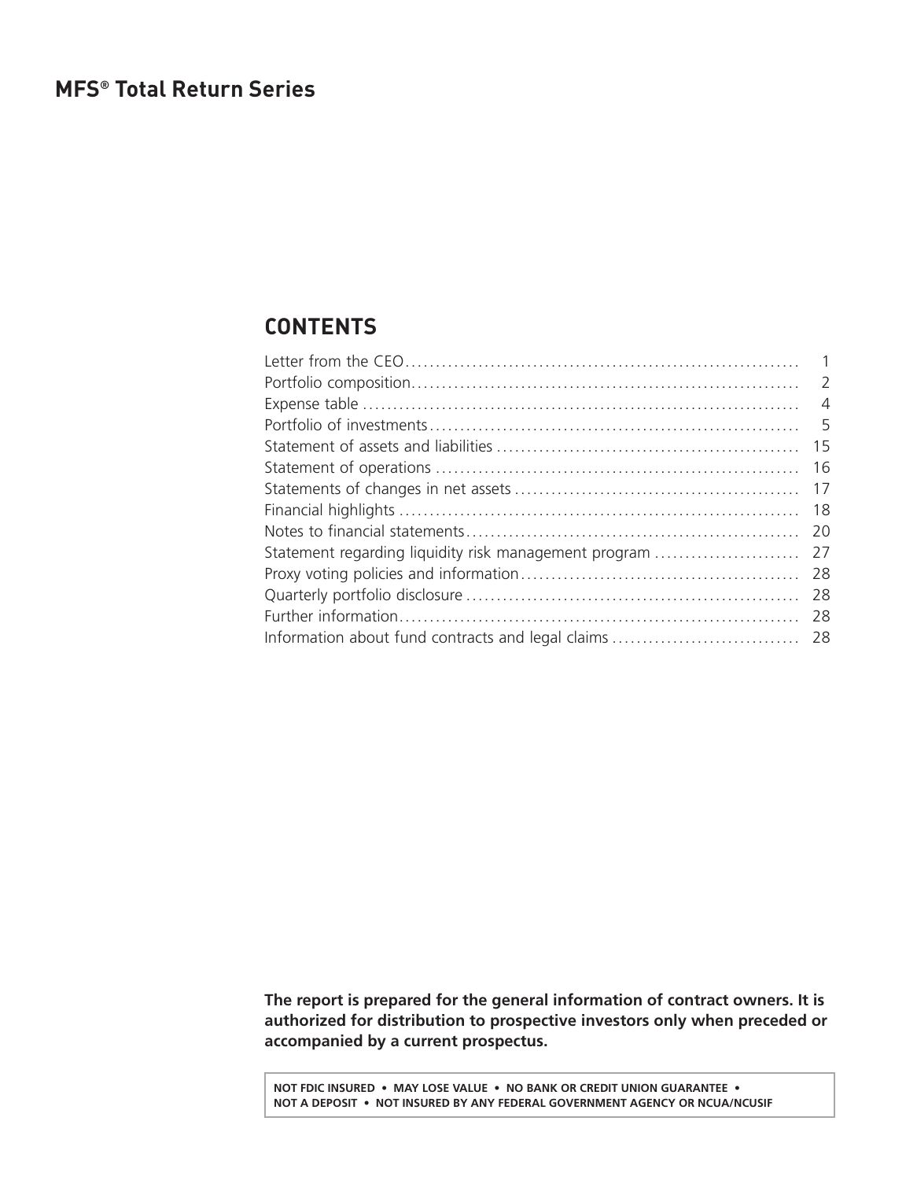# MFS® Total Return Series

## CONTENTS

| | |
|---|---|
| Letter from the CEO | 1 |
| Portfolio composition | 2 |
| Expense table | 4 |
| Portfolio of investments | 5 |
| Statement of assets and liabilities | 15 |
| Statement of operations | 16 |
| Statements of changes in net assets | 17 |
| Financial highlights | 18 |
| Notes to financial statements | 20 |
| Statement regarding liquidity risk management program | 27 |
| Proxy voting policies and information | 28 |
| Quarterly portfolio disclosure | 28 |
| Further information | 28 |
| Information about fund contracts and legal claims | 28 |

**The report is prepared for the general information of contract owners. It is authorized for distribution to prospective investors only when preceded or accompanied by a current prospectus.**

**NOT FDIC INSURED • MAY LOSE VALUE • NO BANK OR CREDIT UNION GUARANTEE • NOT A DEPOSIT • NOT INSURED BY ANY FEDERAL GOVERNMENT AGENCY OR NCUA/NCUSIF**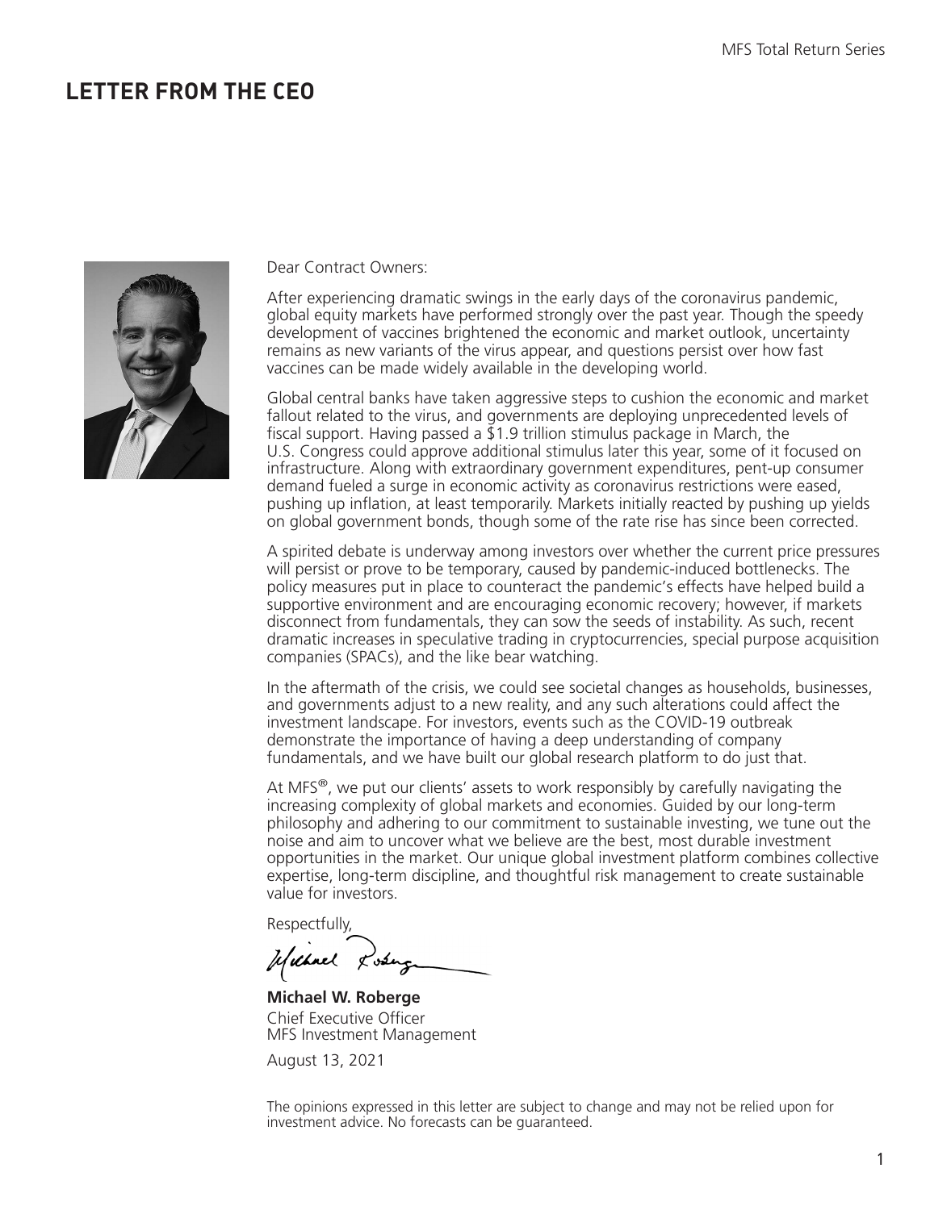# LETTER FROM THE CEO

Dear Contract Owners:

After experiencing dramatic swings in the early days of the coronavirus pandemic, global equity markets have performed strongly over the past year. Though the speedy development of vaccines brightened the economic and market outlook, uncertainty remains as new variants of the virus appear, and questions persist over how fast vaccines can be made widely available in the developing world.

Global central banks have taken aggressive steps to cushion the economic and market fallout related to the virus, and governments are deploying unprecedented levels of fiscal support. Having passed a $1.9 trillion stimulus package in March, the U.S. Congress could approve additional stimulus later this year, some of it focused on infrastructure. Along with extraordinary government expenditures, pent-up consumer demand fueled a surge in economic activity as coronavirus restrictions were eased, pushing up inflation, at least temporarily. Markets initially reacted by pushing up yields on global government bonds, though some of the rate rise has since been corrected.

A spirited debate is underway among investors over whether the current price pressures will persist or prove to be temporary, caused by pandemic-induced bottlenecks. The policy measures put in place to counteract the pandemic's effects have helped build a supportive environment and are encouraging economic recovery; however, if markets disconnect from fundamentals, they can sow the seeds of instability. As such, recent dramatic increases in speculative trading in cryptocurrencies, special purpose acquisition companies (SPACs), and the like bear watching.

In the aftermath of the crisis, we could see societal changes as households, businesses, and governments adjust to a new reality, and any such alterations could affect the investment landscape. For investors, events such as the COVID-19 outbreak demonstrate the importance of having a deep understanding of company fundamentals, and we have built our global research platform to do just that.

At MFS®, we put our clients' assets to work responsibly by carefully navigating the increasing complexity of global markets and economies. Guided by our long-term philosophy and adhering to our commitment to sustainable investing, we tune out the noise and aim to uncover what we believe are the best, most durable investment opportunities in the market. Our unique global investment platform combines collective expertise, long-term discipline, and thoughtful risk management to create sustainable value for investors.

Respectfully,

**Michael W. Roberge**
Chief Executive Officer
MFS Investment Management

August 13, 2021

The opinions expressed in this letter are subject to change and may not be relied upon for investment advice. No forecasts can be guaranteed.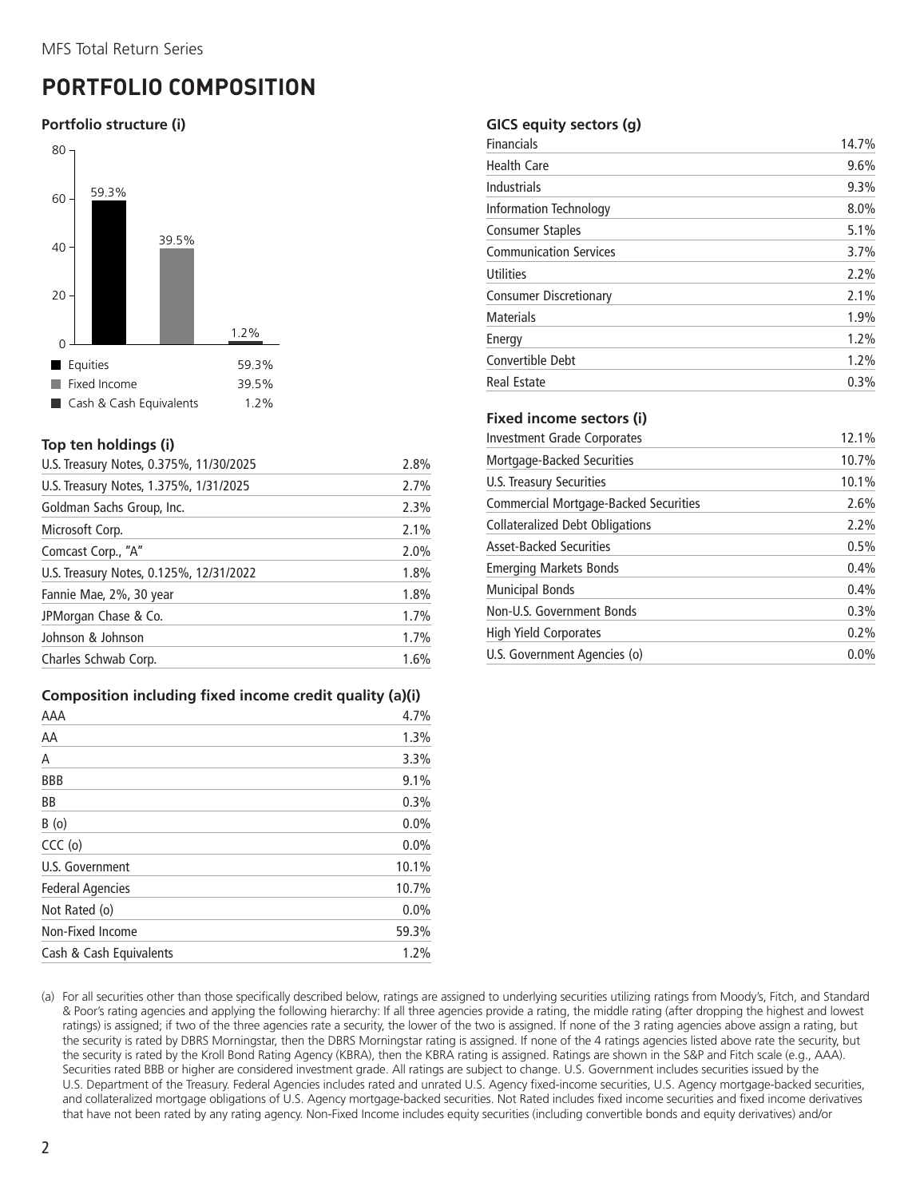# PORTFOLIO COMPOSITION

### Portfolio structure (i)

| | |
|---|---|
| Equities | 59.3% |
| Fixed Income | 39.5% |
| Cash & Cash Equivalents | 1.2% |

### Top ten holdings (i)

| | |
|---|---|
| U.S. Treasury Notes, 0.375%, 11/30/2025 | 2.8% |
| U.S. Treasury Notes, 1.375%, 1/31/2025 | 2.7% |
| Goldman Sachs Group, Inc. | 2.3% |
| Microsoft Corp. | 2.1% |
| Comcast Corp., "A" | 2.0% |
| U.S. Treasury Notes, 0.125%, 12/31/2022 | 1.8% |
| Fannie Mae, 2%, 30 year | 1.8% |
| JPMorgan Chase & Co. | 1.7% |
| Johnson & Johnson | 1.7% |
| Charles Schwab Corp. | 1.6% |

### Composition including fixed income credit quality (a)(i)

| | |
|---|---|
| AAA | 4.7% |
| AA | 1.3% |
| A | 3.3% |
| BBB | 9.1% |
| BB | 0.3% |
| B (o) | 0.0% |
| CCC (o) | 0.0% |
| U.S. Government | 10.1% |
| Federal Agencies | 10.7% |
| Not Rated (o) | 0.0% |
| Non-Fixed Income | 59.3% |
| Cash & Cash Equivalents | 1.2% |

### GICS equity sectors (g)

| | |
|---|---|
| Financials | 14.7% |
| Health Care | 9.6% |
| Industrials | 9.3% |
| Information Technology | 8.0% |
| Consumer Staples | 5.1% |
| Communication Services | 3.7% |
| Utilities | 2.2% |
| Consumer Discretionary | 2.1% |
| Materials | 1.9% |
| Energy | 1.2% |
| Convertible Debt | 1.2% |
| Real Estate | 0.3% |

### Fixed income sectors (i)

| | |
|---|---|
| Investment Grade Corporates | 12.1% |
| Mortgage-Backed Securities | 10.7% |
| U.S. Treasury Securities | 10.1% |
| Commercial Mortgage-Backed Securities | 2.6% |
| Collateralized Debt Obligations | 2.2% |
| Asset-Backed Securities | 0.5% |
| Emerging Markets Bonds | 0.4% |
| Municipal Bonds | 0.4% |
| Non-U.S. Government Bonds | 0.3% |
| High Yield Corporates | 0.2% |
| U.S. Government Agencies (o) | 0.0% |

(a) For all securities other than those specifically described below, ratings are assigned to underlying securities utilizing ratings from Moody's, Fitch, and Standard & Poor's rating agencies and applying the following hierarchy: If all three agencies provide a rating, the middle rating (after dropping the highest and lowest ratings) is assigned; if two of the three agencies rate a security, the lower of the two is assigned. If none of the 3 rating agencies above assign a rating, but the security is rated by DBRS Morningstar, then the DBRS Morningstar rating is assigned. If none of the 4 ratings agencies listed above rate the security, but the security is rated by the Kroll Bond Rating Agency (KBRA), then the KBRA rating is assigned. Ratings are shown in the S&P and Fitch scale (e.g., AAA). Securities rated BBB or higher are considered investment grade. All ratings are subject to change. U.S. Government includes securities issued by the U.S. Department of the Treasury. Federal Agencies includes rated and unrated U.S. Agency fixed-income securities, U.S. Agency mortgage-backed securities, and collateralized mortgage obligations of U.S. Agency mortgage-backed securities. Not Rated includes fixed income securities and fixed income derivatives that have not been rated by any rating agency. Non-Fixed Income includes equity securities (including convertible bonds and equity derivatives) and/or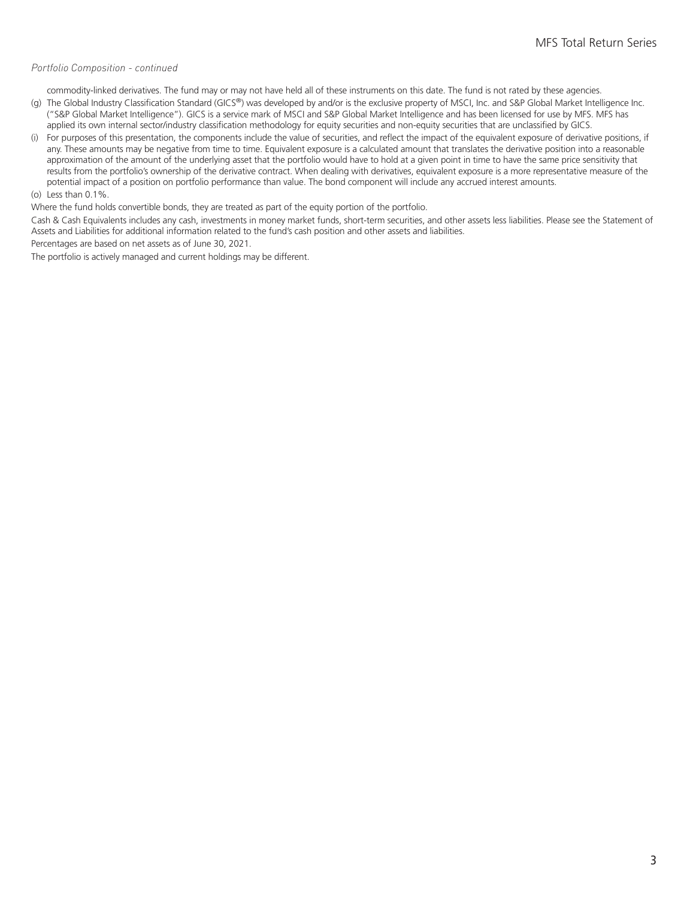*Portfolio Composition - continued*

commodity-linked derivatives. The fund may or may not have held all of these instruments on this date. The fund is not rated by these agencies.

(g) The Global Industry Classification Standard (GICS®) was developed by and/or is the exclusive property of MSCI, Inc. and S&P Global Market Intelligence Inc. ("S&P Global Market Intelligence"). GICS is a service mark of MSCI and S&P Global Market Intelligence and has been licensed for use by MFS. MFS has applied its own internal sector/industry classification methodology for equity securities and non-equity securities that are unclassified by GICS.

(i) For purposes of this presentation, the components include the value of securities, and reflect the impact of the equivalent exposure of derivative positions, if any. These amounts may be negative from time to time. Equivalent exposure is a calculated amount that translates the derivative position into a reasonable approximation of the amount of the underlying asset that the portfolio would have to hold at a given point in time to have the same price sensitivity that results from the portfolio's ownership of the derivative contract. When dealing with derivatives, equivalent exposure is a more representative measure of the potential impact of a position on portfolio performance than value. The bond component will include any accrued interest amounts.

(o) Less than 0.1%.

Where the fund holds convertible bonds, they are treated as part of the equity portion of the portfolio.

Cash & Cash Equivalents includes any cash, investments in money market funds, short-term securities, and other assets less liabilities. Please see the Statement of Assets and Liabilities for additional information related to the fund's cash position and other assets and liabilities.

Percentages are based on net assets as of June 30, 2021.

The portfolio is actively managed and current holdings may be different.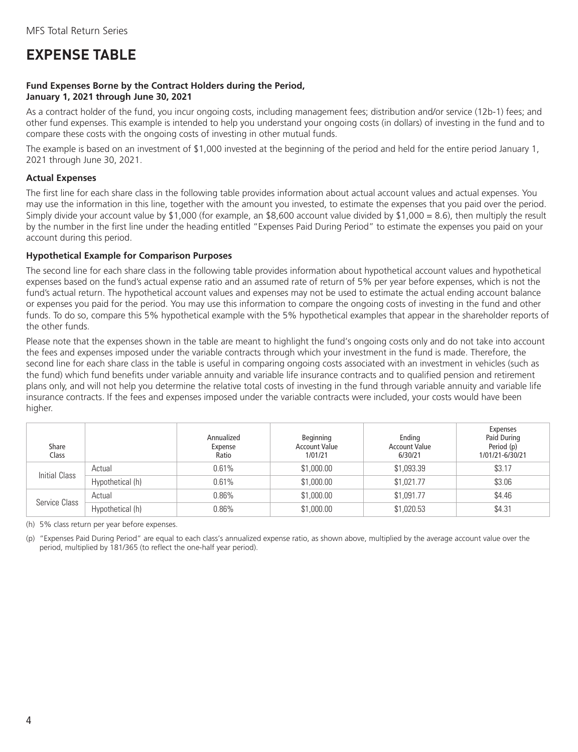# EXPENSE TABLE

**Fund Expenses Borne by the Contract Holders during the Period, January 1, 2021 through June 30, 2021**

As a contract holder of the fund, you incur ongoing costs, including management fees; distribution and/or service (12b-1) fees; and other fund expenses. This example is intended to help you understand your ongoing costs (in dollars) of investing in the fund and to compare these costs with the ongoing costs of investing in other mutual funds.

The example is based on an investment of $1,000 invested at the beginning of the period and held for the entire period January 1, 2021 through June 30, 2021.

### Actual Expenses

The first line for each share class in the following table provides information about actual account values and actual expenses. You may use the information in this line, together with the amount you invested, to estimate the expenses that you paid over the period. Simply divide your account value by $1,000 (for example, an $8,600 account value divided by $1,000 = 8.6), then multiply the result by the number in the first line under the heading entitled "Expenses Paid During Period" to estimate the expenses you paid on your account during this period.

### Hypothetical Example for Comparison Purposes

The second line for each share class in the following table provides information about hypothetical account values and hypothetical expenses based on the fund's actual expense ratio and an assumed rate of return of 5% per year before expenses, which is not the fund's actual return. The hypothetical account values and expenses may not be used to estimate the actual ending account balance or expenses you paid for the period. You may use this information to compare the ongoing costs of investing in the fund and other funds. To do so, compare this 5% hypothetical example with the 5% hypothetical examples that appear in the shareholder reports of the other funds.

Please note that the expenses shown in the table are meant to highlight the fund's ongoing costs only and do not take into account the fees and expenses imposed under the variable contracts through which your investment in the fund is made. Therefore, the second line for each share class in the table is useful in comparing ongoing costs associated with an investment in vehicles (such as the fund) which fund benefits under variable annuity and variable life insurance contracts and to qualified pension and retirement plans only, and will not help you determine the relative total costs of investing in the fund through variable annuity and variable life insurance contracts. If the fees and expenses imposed under the variable contracts were included, your costs would have been higher.

| Share Class | | Annualized Expense Ratio | Beginning Account Value 1/01/21 | Ending Account Value 6/30/21 | Expenses Paid During Period (p) 1/01/21-6/30/21 |
|---|---|---|---|---|---|
| Initial Class | Actual | 0.61% | $1,000.00 | $1,093.39 | $3.17 |
| | Hypothetical (h) | 0.61% | $1,000.00 | $1,021.77 | $3.06 |
| Service Class | Actual | 0.86% | $1,000.00 | $1,091.77 | $4.46 |
| | Hypothetical (h) | 0.86% | $1,000.00 | $1,020.53 | $4.31 |

(h) 5% class return per year before expenses.

(p) "Expenses Paid During Period" are equal to each class's annualized expense ratio, as shown above, multiplied by the average account value over the period, multiplied by 181/365 (to reflect the one-half year period).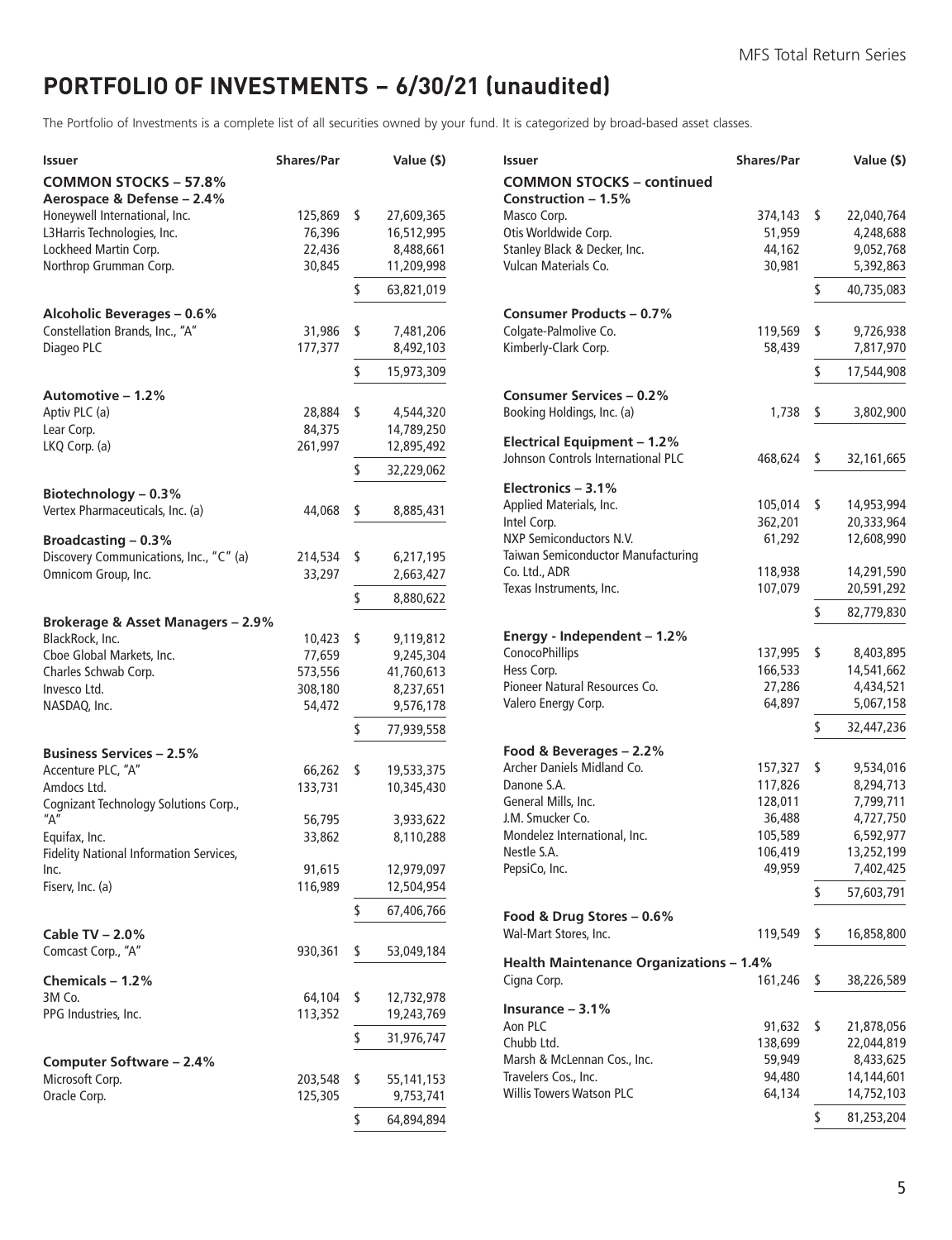# PORTFOLIO OF INVESTMENTS – 6/30/21 (unaudited)

The Portfolio of Investments is a complete list of all securities owned by your fund. It is categorized by broad-based asset classes.

| Issuer | Shares/Par | Value ($) |
|---|---|---|
| **COMMON STOCKS – 57.8%** | | |
| **Aerospace & Defense – 2.4%** | | |
| Honeywell International, Inc. | 125,869 | $ 27,609,365 |
| L3Harris Technologies, Inc. | 76,396 | 16,512,995 |
| Lockheed Martin Corp. | 22,436 | 8,488,661 |
| Northrop Grumman Corp. | 30,845 | 11,209,998 |
| | | $ 63,821,019 |
| **Alcoholic Beverages – 0.6%** | | |
| Constellation Brands, Inc., "A" | 31,986 | $ 7,481,206 |
| Diageo PLC | 177,377 | 8,492,103 |
| | | $ 15,973,309 |
| **Automotive – 1.2%** | | |
| Aptiv PLC (a) | 28,884 | $ 4,544,320 |
| Lear Corp. | 84,375 | 14,789,250 |
| LKQ Corp. (a) | 261,997 | 12,895,492 |
| | | $ 32,229,062 |
| **Biotechnology – 0.3%** | | |
| Vertex Pharmaceuticals, Inc. (a) | 44,068 | $ 8,885,431 |
| **Broadcasting – 0.3%** | | |
| Discovery Communications, Inc., "C" (a) | 214,534 | $ 6,217,195 |
| Omnicom Group, Inc. | 33,297 | 2,663,427 |
| | | $ 8,880,622 |
| **Brokerage & Asset Managers – 2.9%** | | |
| BlackRock, Inc. | 10,423 | $ 9,119,812 |
| Cboe Global Markets, Inc. | 77,659 | 9,245,304 |
| Charles Schwab Corp. | 573,556 | 41,760,613 |
| Invesco Ltd. | 308,180 | 8,237,651 |
| NASDAQ, Inc. | 54,472 | 9,576,178 |
| | | $ 77,939,558 |
| **Business Services – 2.5%** | | |
| Accenture PLC, "A" | 66,262 | $ 19,533,375 |
| Amdocs Ltd. | 133,731 | 10,345,430 |
| Cognizant Technology Solutions Corp., "A" | 56,795 | 3,933,622 |
| Equifax, Inc. | 33,862 | 8,110,288 |
| Fidelity National Information Services, Inc. | 91,615 | 12,979,097 |
| Fiserv, Inc. (a) | 116,989 | 12,504,954 |
| | | $ 67,406,766 |
| **Cable TV – 2.0%** | | |
| Comcast Corp., "A" | 930,361 | $ 53,049,184 |
| **Chemicals – 1.2%** | | |
| 3M Co. | 64,104 | $ 12,732,978 |
| PPG Industries, Inc. | 113,352 | 19,243,769 |
| | | $ 31,976,747 |
| **Computer Software – 2.4%** | | |
| Microsoft Corp. | 203,548 | $ 55,141,153 |
| Oracle Corp. | 125,305 | 9,753,741 |
| | | $ 64,894,894 |
| **COMMON STOCKS – continued** | | |
| **Construction – 1.5%** | | |
| Masco Corp. | 374,143 | $ 22,040,764 |
| Otis Worldwide Corp. | 51,959 | 4,248,688 |
| Stanley Black & Decker, Inc. | 44,162 | 9,052,768 |
| Vulcan Materials Co. | 30,981 | 5,392,863 |
| | | $ 40,735,083 |
| **Consumer Products – 0.7%** | | |
| Colgate-Palmolive Co. | 119,569 | $ 9,726,938 |
| Kimberly-Clark Corp. | 58,439 | 7,817,970 |
| | | $ 17,544,908 |
| **Consumer Services – 0.2%** | | |
| Booking Holdings, Inc. (a) | 1,738 | $ 3,802,900 |
| **Electrical Equipment – 1.2%** | | |
| Johnson Controls International PLC | 468,624 | $ 32,161,665 |
| **Electronics – 3.1%** | | |
| Applied Materials, Inc. | 105,014 | $ 14,953,994 |
| Intel Corp. | 362,201 | 20,333,964 |
| NXP Semiconductors N.V. | 61,292 | 12,608,990 |
| Taiwan Semiconductor Manufacturing Co. Ltd., ADR | 118,938 | 14,291,590 |
| Texas Instruments, Inc. | 107,079 | 20,591,292 |
| | | $ 82,779,830 |
| **Energy - Independent – 1.2%** | | |
| ConocoPhillips | 137,995 | $ 8,403,895 |
| Hess Corp. | 166,533 | 14,541,662 |
| Pioneer Natural Resources Co. | 27,286 | 4,434,521 |
| Valero Energy Corp. | 64,897 | 5,067,158 |
| | | $ 32,447,236 |
| **Food & Beverages – 2.2%** | | |
| Archer Daniels Midland Co. | 157,327 | $ 9,534,016 |
| Danone S.A. | 117,826 | 8,294,713 |
| General Mills, Inc. | 128,011 | 7,799,711 |
| J.M. Smucker Co. | 36,488 | 4,727,750 |
| Mondelez International, Inc. | 105,589 | 6,592,977 |
| Nestle S.A. | 106,419 | 13,252,199 |
| PepsiCo, Inc. | 49,959 | 7,402,425 |
| | | $ 57,603,791 |
| **Food & Drug Stores – 0.6%** | | |
| Wal-Mart Stores, Inc. | 119,549 | $ 16,858,800 |
| **Health Maintenance Organizations – 1.4%** | | |
| Cigna Corp. | 161,246 | $ 38,226,589 |
| **Insurance – 3.1%** | | |
| Aon PLC | 91,632 | $ 21,878,056 |
| Chubb Ltd. | 138,699 | 22,044,819 |
| Marsh & McLennan Cos., Inc. | 59,949 | 8,433,625 |
| Travelers Cos., Inc. | 94,480 | 14,144,601 |
| Willis Towers Watson PLC | 64,134 | 14,752,103 |
| | | $ 81,253,204 |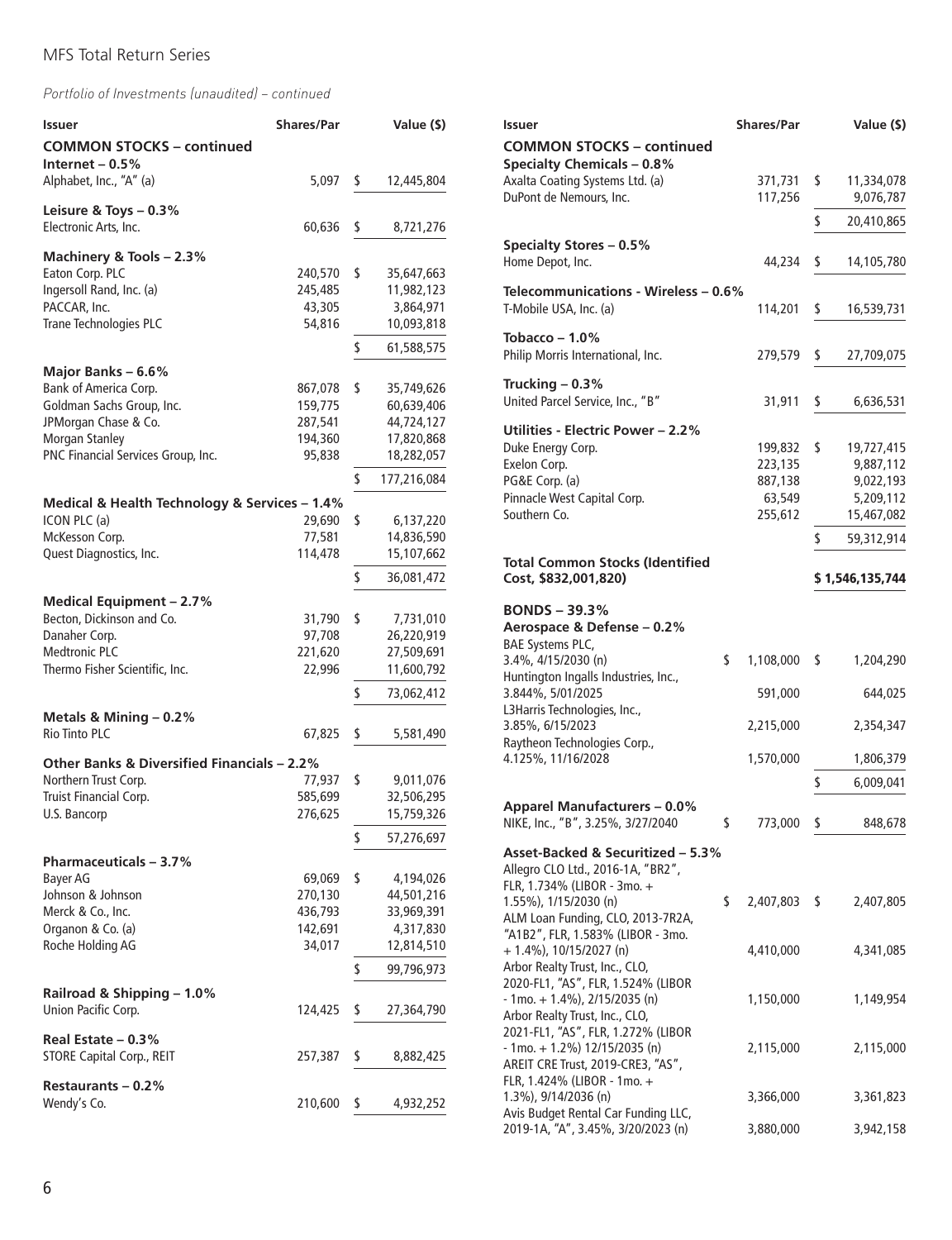*Portfolio of Investments (unaudited) – continued*

| Issuer | Shares/Par | Value ($) |
|---|---|---|
| **COMMON STOCKS – continued** | | |
| **Internet – 0.5%** | | |
| Alphabet, Inc., "A" (a) | 5,097 | $ 12,445,804 |
| **Leisure & Toys – 0.3%** | | |
| Electronic Arts, Inc. | 60,636 | $ 8,721,276 |
| **Machinery & Tools – 2.3%** | | |
| Eaton Corp. PLC | 240,570 | $ 35,647,663 |
| Ingersoll Rand, Inc. (a) | 245,485 | 11,982,123 |
| PACCAR, Inc. | 43,305 | 3,864,971 |
| Trane Technologies PLC | 54,816 | 10,093,818 |
| | | $ 61,588,575 |
| **Major Banks – 6.6%** | | |
| Bank of America Corp. | 867,078 | $ 35,749,626 |
| Goldman Sachs Group, Inc. | 159,775 | 60,639,406 |
| JPMorgan Chase & Co. | 287,541 | 44,724,127 |
| Morgan Stanley | 194,360 | 17,820,868 |
| PNC Financial Services Group, Inc. | 95,838 | 18,282,057 |
| | | $ 177,216,084 |
| **Medical & Health Technology & Services – 1.4%** | | |
| ICON PLC (a) | 29,690 | $ 6,137,220 |
| McKesson Corp. | 77,581 | 14,836,590 |
| Quest Diagnostics, Inc. | 114,478 | 15,107,662 |
| | | $ 36,081,472 |
| **Medical Equipment – 2.7%** | | |
| Becton, Dickinson and Co. | 31,790 | $ 7,731,010 |
| Danaher Corp. | 97,708 | 26,220,919 |
| Medtronic PLC | 221,620 | 27,509,691 |
| Thermo Fisher Scientific, Inc. | 22,996 | 11,600,792 |
| | | $ 73,062,412 |
| **Metals & Mining – 0.2%** | | |
| Rio Tinto PLC | 67,825 | $ 5,581,490 |
| **Other Banks & Diversified Financials – 2.2%** | | |
| Northern Trust Corp. | 77,937 | $ 9,011,076 |
| Truist Financial Corp. | 585,699 | 32,506,295 |
| U.S. Bancorp | 276,625 | 15,759,326 |
| | | $ 57,276,697 |
| **Pharmaceuticals – 3.7%** | | |
| Bayer AG | 69,069 | $ 4,194,026 |
| Johnson & Johnson | 270,130 | 44,501,216 |
| Merck & Co., Inc. | 436,793 | 33,969,391 |
| Organon & Co. (a) | 142,691 | 4,317,830 |
| Roche Holding AG | 34,017 | 12,814,510 |
| | | $ 99,796,973 |
| **Railroad & Shipping – 1.0%** | | |
| Union Pacific Corp. | 124,425 | $ 27,364,790 |
| **Real Estate – 0.3%** | | |
| STORE Capital Corp., REIT | 257,387 | $ 8,882,425 |
| **Restaurants – 0.2%** | | |
| Wendy's Co. | 210,600 | $ 4,932,252 |
| **Specialty Chemicals – 0.8%** | | |
| Axalta Coating Systems Ltd. (a) | 371,731 | $ 11,334,078 |
| DuPont de Nemours, Inc. | 117,256 | 9,076,787 |
| | | $ 20,410,865 |
| **Specialty Stores – 0.5%** | | |
| Home Depot, Inc. | 44,234 | $ 14,105,780 |
| **Telecommunications - Wireless – 0.6%** | | |
| T-Mobile USA, Inc. (a) | 114,201 | $ 16,539,731 |
| **Tobacco – 1.0%** | | |
| Philip Morris International, Inc. | 279,579 | $ 27,709,075 |
| **Trucking – 0.3%** | | |
| United Parcel Service, Inc., "B" | 31,911 | $ 6,636,531 |
| **Utilities - Electric Power – 2.2%** | | |
| Duke Energy Corp. | 199,832 | $ 19,727,415 |
| Exelon Corp. | 223,135 | 9,887,112 |
| PG&E Corp. (a) | 887,138 | 9,022,193 |
| Pinnacle West Capital Corp. | 63,549 | 5,209,112 |
| Southern Co. | 255,612 | 15,467,082 |
| | | $ 59,312,914 |
| **Total Common Stocks (Identified Cost, $832,001,820)** | | **$ 1,546,135,744** |
| **BONDS – 39.3%** | | |
| **Aerospace & Defense – 0.2%** | | |
| BAE Systems PLC, 3.4%, 4/15/2030 (n) | $ 1,108,000 | $ 1,204,290 |
| Huntington Ingalls Industries, Inc., 3.844%, 5/01/2025 | 591,000 | 644,025 |
| L3Harris Technologies, Inc., 3.85%, 6/15/2023 | 2,215,000 | 2,354,347 |
| Raytheon Technologies Corp., 4.125%, 11/16/2028 | 1,570,000 | 1,806,379 |
| | | $ 6,009,041 |
| **Apparel Manufacturers – 0.0%** | | |
| NIKE, Inc., "B", 3.25%, 3/27/2040 | $ 773,000 | $ 848,678 |
| **Asset-Backed & Securitized – 5.3%** | | |
| Allegro CLO Ltd., 2016-1A, "BR2", FLR, 1.734% (LIBOR - 3mo. + 1.55%), 1/15/2030 (n) | $ 2,407,803 | $ 2,407,805 |
| ALM Loan Funding, CLO, 2013-7R2A, "A1B2", FLR, 1.583% (LIBOR - 3mo. + 1.4%), 10/15/2027 (n) | 4,410,000 | 4,341,085 |
| Arbor Realty Trust, Inc., CLO, 2020-FL1, "AS", FLR, 1.524% (LIBOR - 1mo. + 1.4%), 2/15/2035 (n) | 1,150,000 | 1,149,954 |
| Arbor Realty Trust, Inc., CLO, 2021-FL1, "AS", FLR, 1.272% (LIBOR - 1mo. + 1.2%) 12/15/2035 (n) | 2,115,000 | 2,115,000 |
| AREIT CRE Trust, 2019-CRE3, "AS", FLR, 1.424% (LIBOR - 1mo. + 1.3%), 9/14/2036 (n) | 3,366,000 | 3,361,823 |
| Avis Budget Rental Car Funding LLC, 2019-1A, "A", 3.45%, 3/20/2023 (n) | 3,880,000 | 3,942,158 |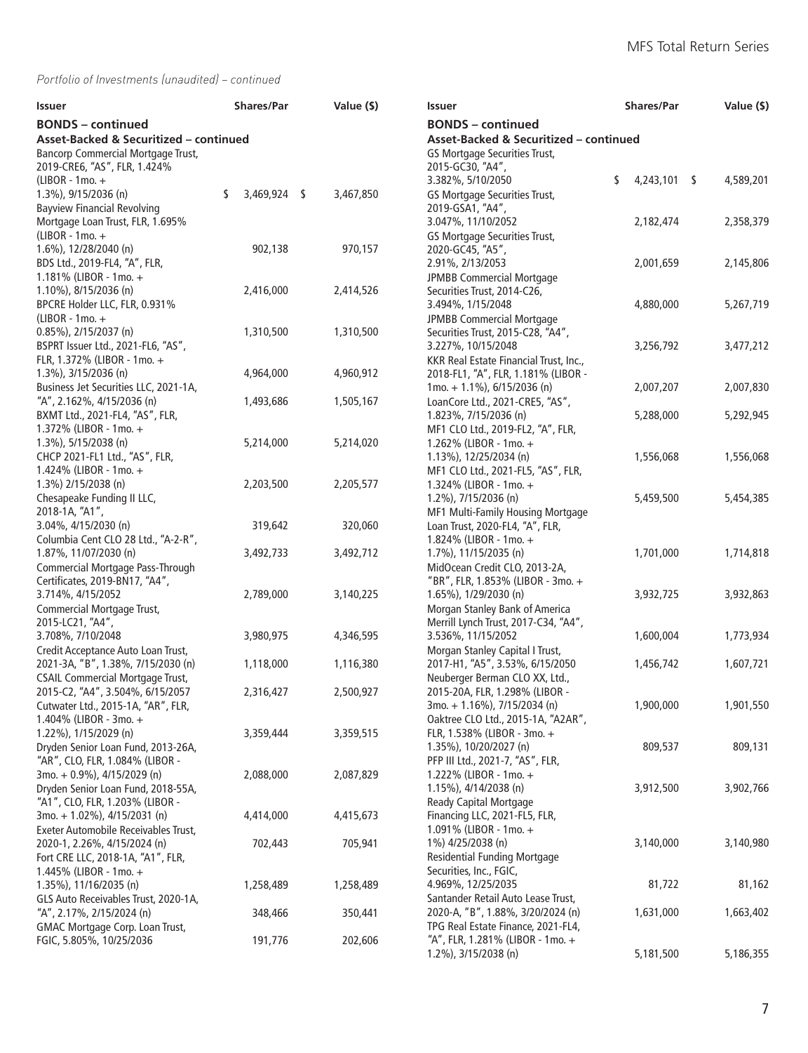*Portfolio of Investments (unaudited) – continued*

| Issuer | Shares/Par | Value ($) |
|---|---|---|
| **BONDS – continued** | | |
| **Asset-Backed & Securitized – continued** | | |
| Bancorp Commercial Mortgage Trust, 2019-CRE6, "AS", FLR, 1.424% (LIBOR - 1mo. + 1.3%), 9/15/2036 (n) | $ 3,469,924 | $ 3,467,850 |
| Bayview Financial Revolving Mortgage Loan Trust, FLR, 1.695% (LIBOR - 1mo. + 1.6%), 12/28/2040 (n) | 902,138 | 970,157 |
| BDS Ltd., 2019-FL4, "A", FLR, 1.181% (LIBOR - 1mo. + 1.10%), 8/15/2036 (n) | 2,416,000 | 2,414,526 |
| BPCRE Holder LLC, FLR, 0.931% (LIBOR - 1mo. + 0.85%), 2/15/2037 (n) | 1,310,500 | 1,310,500 |
| BSPRT Issuer Ltd., 2021-FL6, "AS", FLR, 1.372% (LIBOR - 1mo. + 1.3%), 3/15/2036 (n) | 4,964,000 | 4,960,912 |
| Business Jet Securities LLC, 2021-1A, "A", 2.162%, 4/15/2036 (n) | 1,493,686 | 1,505,167 |
| BXMT Ltd., 2021-FL4, "AS", FLR, 1.372% (LIBOR - 1mo. + 1.3%), 5/15/2038 (n) | 5,214,000 | 5,214,020 |
| CHCP 2021-FL1 Ltd., "AS", FLR, 1.424% (LIBOR - 1mo. + 1.3%) 2/15/2038 (n) | 2,203,500 | 2,205,577 |
| Chesapeake Funding II LLC, 2018-1A, "A1", 3.04%, 4/15/2030 (n) | 319,642 | 320,060 |
| Columbia Cent CLO 28 Ltd., "A-2-R", 1.87%, 11/07/2030 (n) | 3,492,733 | 3,492,712 |
| Commercial Mortgage Pass-Through Certificates, 2019-BN17, "A4", 3.714%, 4/15/2052 | 2,789,000 | 3,140,225 |
| Commercial Mortgage Trust, 2015-LC21, "A4", 3.708%, 7/10/2048 | 3,980,975 | 4,346,595 |
| Credit Acceptance Auto Loan Trust, 2021-3A, "B", 1.38%, 7/15/2030 (n) | 1,118,000 | 1,116,380 |
| CSAIL Commercial Mortgage Trust, 2015-C2, "A4", 3.504%, 6/15/2057 | 2,316,427 | 2,500,927 |
| Cutwater Ltd., 2015-1A, "AR", FLR, 1.404% (LIBOR - 3mo. + 1.22%), 1/15/2029 (n) | 3,359,444 | 3,359,515 |
| Dryden Senior Loan Fund, 2013-26A, "AR", CLO, FLR, 1.084% (LIBOR - 3mo. + 0.9%), 4/15/2029 (n) | 2,088,000 | 2,087,829 |
| Dryden Senior Loan Fund, 2018-55A, "A1", CLO, FLR, 1.203% (LIBOR - 3mo. + 1.02%), 4/15/2031 (n) | 4,414,000 | 4,415,673 |
| Exeter Automobile Receivables Trust, 2020-1, 2.26%, 4/15/2024 (n) | 702,443 | 705,941 |
| Fort CRE LLC, 2018-1A, "A1", FLR, 1.445% (LIBOR - 1mo. + 1.35%), 11/16/2035 (n) | 1,258,489 | 1,258,489 |
| GLS Auto Receivables Trust, 2020-1A, "A", 2.17%, 2/15/2024 (n) | 348,466 | 350,441 |
| GMAC Mortgage Corp. Loan Trust, FGIC, 5.805%, 10/25/2036 | 191,776 | 202,606 |
| GS Mortgage Securities Trust, 2015-GC30, "A4", 3.382%, 5/10/2050 | $ 4,243,101 | $ 4,589,201 |
| GS Mortgage Securities Trust, 2019-GSA1, "A4", 3.047%, 11/10/2052 | 2,182,474 | 2,358,379 |
| GS Mortgage Securities Trust, 2020-GC45, "A5", 2.91%, 2/13/2053 | 2,001,659 | 2,145,806 |
| JPMBB Commercial Mortgage Securities Trust, 2014-C26, 3.494%, 1/15/2048 | 4,880,000 | 5,267,719 |
| JPMBB Commercial Mortgage Securities Trust, 2015-C28, "A4", 3.227%, 10/15/2048 | 3,256,792 | 3,477,212 |
| KKR Real Estate Financial Trust, Inc., 2018-FL1, "A", FLR, 1.181% (LIBOR - 1mo. + 1.1%), 6/15/2036 (n) | 2,007,207 | 2,007,830 |
| LoanCore Ltd., 2021-CRE5, "AS", 1.823%, 7/15/2036 (n) | 5,288,000 | 5,292,945 |
| MF1 CLO Ltd., 2019-FL2, "A", FLR, 1.262% (LIBOR - 1mo. + 1.13%), 12/25/2034 (n) | 1,556,068 | 1,556,068 |
| MF1 CLO Ltd., 2021-FL5, "AS", FLR, 1.324% (LIBOR - 1mo. + 1.2%), 7/15/2036 (n) | 5,459,500 | 5,454,385 |
| MF1 Multi-Family Housing Mortgage Loan Trust, 2020-FL4, "A", FLR, 1.824% (LIBOR - 1mo. + 1.7%), 11/15/2035 (n) | 1,701,000 | 1,714,818 |
| MidOcean Credit CLO, 2013-2A, "BR", FLR, 1.853% (LIBOR - 3mo. + 1.65%), 1/29/2030 (n) | 3,932,725 | 3,932,863 |
| Morgan Stanley Bank of America Merrill Lynch Trust, 2017-C34, "A4", 3.536%, 11/15/2052 | 1,600,004 | 1,773,934 |
| Morgan Stanley Capital I Trust, 2017-H1, "A5", 3.53%, 6/15/2050 | 1,456,742 | 1,607,721 |
| Neuberger Berman CLO XX, Ltd., 2015-20A, FLR, 1.298% (LIBOR - 3mo. + 1.16%), 7/15/2034 (n) | 1,900,000 | 1,901,550 |
| Oaktree CLO Ltd., 2015-1A, "A2AR", FLR, 1.538% (LIBOR - 3mo. + 1.35%), 10/20/2027 (n) | 809,537 | 809,131 |
| PFP III Ltd., 2021-7, "AS", FLR, 1.222% (LIBOR - 1mo. + 1.15%), 4/14/2038 (n) | 3,912,500 | 3,902,766 |
| Ready Capital Mortgage Financing LLC, 2021-FL5, FLR, 1.091% (LIBOR - 1mo. + 1%) 4/25/2038 (n) | 3,140,000 | 3,140,980 |
| Residential Funding Mortgage Securities, Inc., FGIC, 4.969%, 12/25/2035 | 81,722 | 81,162 |
| Santander Retail Auto Lease Trust, 2020-A, "B", 1.88%, 3/20/2024 (n) | 1,631,000 | 1,663,402 |
| TPG Real Estate Finance, 2021-FL4, "A", FLR, 1.281% (LIBOR - 1mo. + 1.2%), 3/15/2038 (n) | 5,181,500 | 5,186,355 |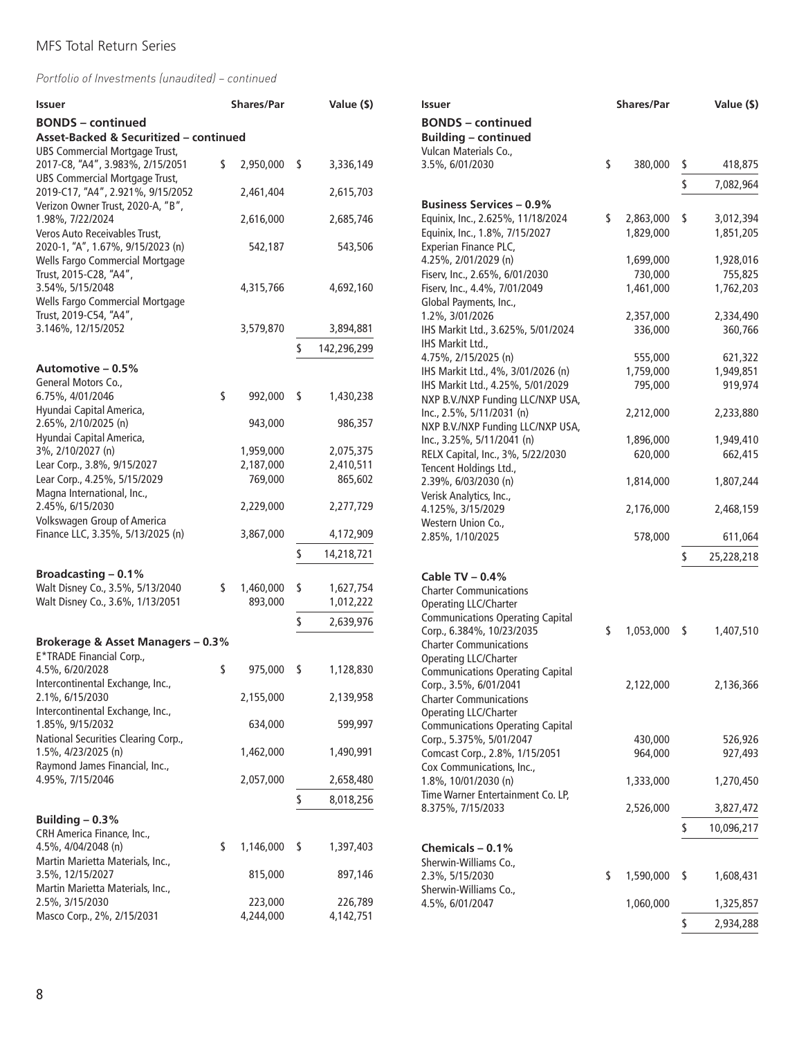*Portfolio of Investments (unaudited) – continued*

| Issuer | Shares/Par | Value ($) |
|---|---|---|
| **BONDS – continued** | | |
| **Asset-Backed & Securitized – continued** | | |
| UBS Commercial Mortgage Trust, 2017-C8, "A4", 3.983%, 2/15/2051 | $ 2,950,000 | $ 3,336,149 |
| UBS Commercial Mortgage Trust, 2019-C17, "A4", 2.921%, 9/15/2052 | 2,461,404 | 2,615,703 |
| Verizon Owner Trust, 2020-A, "B", 1.98%, 7/22/2024 | 2,616,000 | 2,685,746 |
| Veros Auto Receivables Trust, 2020-1, "A", 1.67%, 9/15/2023 (n) | 542,187 | 543,506 |
| Wells Fargo Commercial Mortgage Trust, 2015-C28, "A4", 3.54%, 5/15/2048 | 4,315,766 | 4,692,160 |
| Wells Fargo Commercial Mortgage Trust, 2019-C54, "A4", 3.146%, 12/15/2052 | 3,579,870 | 3,894,881 |
| | | $ 142,296,299 |
| **Automotive – 0.5%** | | |
| General Motors Co., 6.75%, 4/01/2046 | $ 992,000 | $ 1,430,238 |
| Hyundai Capital America, 2.65%, 2/10/2025 (n) | 943,000 | 986,357 |
| Hyundai Capital America, 3%, 2/10/2027 (n) | 1,959,000 | 2,075,375 |
| Lear Corp., 3.8%, 9/15/2027 | 2,187,000 | 2,410,511 |
| Lear Corp., 4.25%, 5/15/2029 | 769,000 | 865,602 |
| Magna International, Inc., 2.45%, 6/15/2030 | 2,229,000 | 2,277,729 |
| Volkswagen Group of America Finance LLC, 3.35%, 5/13/2025 (n) | 3,867,000 | 4,172,909 |
| | | $ 14,218,721 |
| **Broadcasting – 0.1%** | | |
| Walt Disney Co., 3.5%, 5/13/2040 | $ 1,460,000 | $ 1,627,754 |
| Walt Disney Co., 3.6%, 1/13/2051 | 893,000 | 1,012,222 |
| | | $ 2,639,976 |
| **Brokerage & Asset Managers – 0.3%** | | |
| E*TRADE Financial Corp., 4.5%, 6/20/2028 | $ 975,000 | $ 1,128,830 |
| Intercontinental Exchange, Inc., 2.1%, 6/15/2030 | 2,155,000 | 2,139,958 |
| Intercontinental Exchange, Inc., 1.85%, 9/15/2032 | 634,000 | 599,997 |
| National Securities Clearing Corp., 1.5%, 4/23/2025 (n) | 1,462,000 | 1,490,991 |
| Raymond James Financial, Inc., 4.95%, 7/15/2046 | 2,057,000 | 2,658,480 |
| | | $ 8,018,256 |
| **Building – 0.3%** | | |
| CRH America Finance, Inc., 4.5%, 4/04/2048 (n) | $ 1,146,000 | $ 1,397,403 |
| Martin Marietta Materials, Inc., 3.5%, 12/15/2027 | 815,000 | 897,146 |
| Martin Marietta Materials, Inc., 2.5%, 3/15/2030 | 223,000 | 226,789 |
| Masco Corp., 2%, 2/15/2031 | 4,244,000 | 4,142,751 |
| Vulcan Materials Co., 3.5%, 6/01/2030 | $ 380,000 | $ 418,875 |
| | | $ 7,082,964 |
| **Business Services – 0.9%** | | |
| Equinix, Inc., 2.625%, 11/18/2024 | $ 2,863,000 | $ 3,012,394 |
| Equinix, Inc., 1.8%, 7/15/2027 | 1,829,000 | 1,851,205 |
| Experian Finance PLC, 4.25%, 2/01/2029 (n) | 1,699,000 | 1,928,016 |
| Fiserv, Inc., 2.65%, 6/01/2030 | 730,000 | 755,825 |
| Fiserv, Inc., 4.4%, 7/01/2049 | 1,461,000 | 1,762,203 |
| Global Payments, Inc., 1.2%, 3/01/2026 | 2,357,000 | 2,334,490 |
| IHS Markit Ltd., 3.625%, 5/01/2024 | 336,000 | 360,766 |
| IHS Markit Ltd., 4.75%, 2/15/2025 (n) | 555,000 | 621,322 |
| IHS Markit Ltd., 4%, 3/01/2026 (n) | 1,759,000 | 1,949,851 |
| IHS Markit Ltd., 4.25%, 5/01/2029 | 795,000 | 919,974 |
| NXP B.V./NXP Funding LLC/NXP USA, Inc., 2.5%, 5/11/2031 (n) | 2,212,000 | 2,233,880 |
| NXP B.V./NXP Funding LLC/NXP USA, Inc., 3.25%, 5/11/2041 (n) | 1,896,000 | 1,949,410 |
| RELX Capital, Inc., 3%, 5/22/2030 | 620,000 | 662,415 |
| Tencent Holdings Ltd., 2.39%, 6/03/2030 (n) | 1,814,000 | 1,807,244 |
| Verisk Analytics, Inc., 4.125%, 3/15/2029 | 2,176,000 | 2,468,159 |
| Western Union Co., 2.85%, 1/10/2025 | 578,000 | 611,064 |
| | | $ 25,228,218 |
| **Cable TV – 0.4%** | | |
| Charter Communications Operating LLC/Charter Communications Operating Capital Corp., 6.384%, 10/23/2035 | $ 1,053,000 | $ 1,407,510 |
| Charter Communications Operating LLC/Charter Communications Operating Capital Corp., 3.5%, 6/01/2041 | 2,122,000 | 2,136,366 |
| Charter Communications Operating LLC/Charter Communications Operating Capital Corp., 5.375%, 5/01/2047 | 430,000 | 526,926 |
| Comcast Corp., 2.8%, 1/15/2051 | 964,000 | 927,493 |
| Cox Communications, Inc., 1.8%, 10/01/2030 (n) | 1,333,000 | 1,270,450 |
| Time Warner Entertainment Co. LP, 8.375%, 7/15/2033 | 2,526,000 | 3,827,472 |
| | | $ 10,096,217 |
| **Chemicals – 0.1%** | | |
| Sherwin-Williams Co., 2.3%, 5/15/2030 | $ 1,590,000 | $ 1,608,431 |
| Sherwin-Williams Co., 4.5%, 6/01/2047 | 1,060,000 | 1,325,857 |
| | | $ 2,934,288 |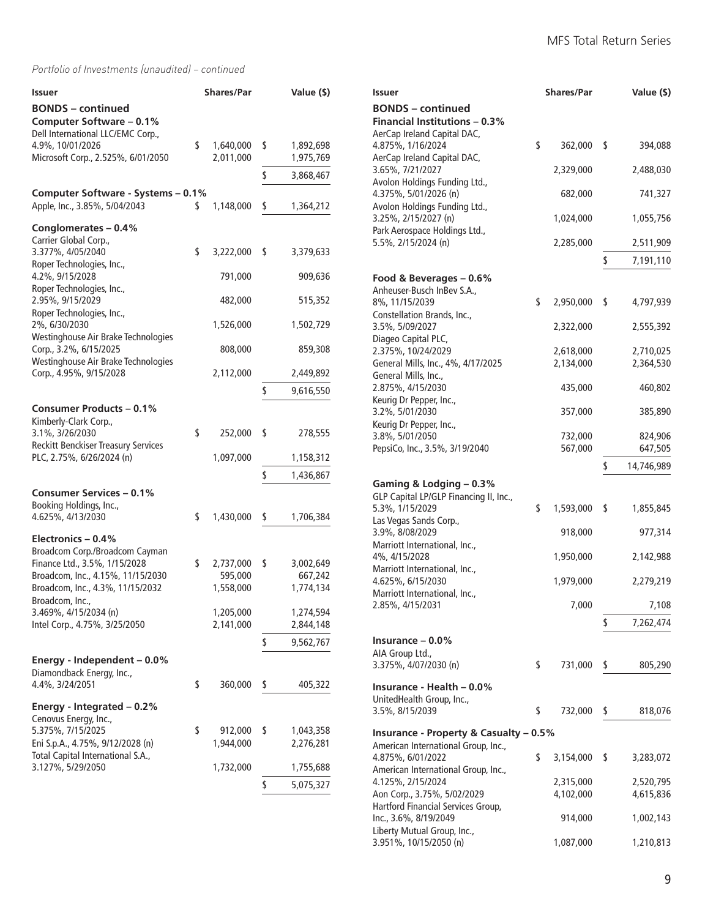*Portfolio of Investments (unaudited) – continued*

| Issuer | Shares/Par | Value ($) |
|---|---|---|
| **BONDS – continued** | | |
| **Computer Software – 0.1%** | | |
| Dell International LLC/EMC Corp., 4.9%, 10/01/2026 | $ 1,640,000 | $ 1,892,698 |
| Microsoft Corp., 2.525%, 6/01/2050 | 2,011,000 | 1,975,769 |
| | | $ 3,868,467 |
| **Computer Software - Systems – 0.1%** | | |
| Apple, Inc., 3.85%, 5/04/2043 | $ 1,148,000 | $ 1,364,212 |
| **Conglomerates – 0.4%** | | |
| Carrier Global Corp., 3.377%, 4/05/2040 | $ 3,222,000 | $ 3,379,633 |
| Roper Technologies, Inc., 4.2%, 9/15/2028 | 791,000 | 909,636 |
| Roper Technologies, Inc., 2.95%, 9/15/2029 | 482,000 | 515,352 |
| Roper Technologies, Inc., 2%, 6/30/2030 | 1,526,000 | 1,502,729 |
| Westinghouse Air Brake Technologies Corp., 3.2%, 6/15/2025 | 808,000 | 859,308 |
| Westinghouse Air Brake Technologies Corp., 4.95%, 9/15/2028 | 2,112,000 | 2,449,892 |
| | | $ 9,616,550 |
| **Consumer Products – 0.1%** | | |
| Kimberly-Clark Corp., 3.1%, 3/26/2030 | $ 252,000 | $ 278,555 |
| Reckitt Benckiser Treasury Services PLC, 2.75%, 6/26/2024 (n) | 1,097,000 | 1,158,312 |
| | | $ 1,436,867 |
| **Consumer Services – 0.1%** | | |
| Booking Holdings, Inc., 4.625%, 4/13/2030 | $ 1,430,000 | $ 1,706,384 |
| **Electronics – 0.4%** | | |
| Broadcom Corp./Broadcom Cayman Finance Ltd., 3.5%, 1/15/2028 | $ 2,737,000 | $ 3,002,649 |
| Broadcom, Inc., 4.15%, 11/15/2030 | 595,000 | 667,242 |
| Broadcom, Inc., 4.3%, 11/15/2032 | 1,558,000 | 1,774,134 |
| Broadcom, Inc., 3.469%, 4/15/2034 (n) | 1,205,000 | 1,274,594 |
| Intel Corp., 4.75%, 3/25/2050 | 2,141,000 | 2,844,148 |
| | | $ 9,562,767 |
| **Energy - Independent – 0.0%** | | |
| Diamondback Energy, Inc., 4.4%, 3/24/2051 | $ 360,000 | $ 405,322 |
| **Energy - Integrated – 0.2%** | | |
| Cenovus Energy, Inc., 5.375%, 7/15/2025 | $ 912,000 | $ 1,043,358 |
| Eni S.p.A., 4.75%, 9/12/2028 (n) | 1,944,000 | 2,276,281 |
| Total Capital International S.A., 3.127%, 5/29/2050 | 1,732,000 | 1,755,688 |
| | | $ 5,075,327 |
| **Financial Institutions – 0.3%** | | |
| AerCap Ireland Capital DAC, 4.875%, 1/16/2024 | $ 362,000 | $ 394,088 |
| AerCap Ireland Capital DAC, 3.65%, 7/21/2027 | 2,329,000 | 2,488,030 |
| Avolon Holdings Funding Ltd., 4.375%, 5/01/2026 (n) | 682,000 | 741,327 |
| Avolon Holdings Funding Ltd., 3.25%, 2/15/2027 (n) | 1,024,000 | 1,055,756 |
| Park Aerospace Holdings Ltd., 5.5%, 2/15/2024 (n) | 2,285,000 | 2,511,909 |
| | | $ 7,191,110 |
| **Food & Beverages – 0.6%** | | |
| Anheuser-Busch InBev S.A., 8%, 11/15/2039 | $ 2,950,000 | $ 4,797,939 |
| Constellation Brands, Inc., 3.5%, 5/09/2027 | 2,322,000 | 2,555,392 |
| Diageo Capital PLC, 2.375%, 10/24/2029 | 2,618,000 | 2,710,025 |
| General Mills, Inc., 4%, 4/17/2025 | 2,134,000 | 2,364,530 |
| General Mills, Inc., 2.875%, 4/15/2030 | 435,000 | 460,802 |
| Keurig Dr Pepper, Inc., 3.2%, 5/01/2030 | 357,000 | 385,890 |
| Keurig Dr Pepper, Inc., 3.8%, 5/01/2050 | 732,000 | 824,906 |
| PepsiCo, Inc., 3.5%, 3/19/2040 | 567,000 | 647,505 |
| | | $ 14,746,989 |
| **Gaming & Lodging – 0.3%** | | |
| GLP Capital LP/GLP Financing II, Inc., 5.3%, 1/15/2029 | $ 1,593,000 | $ 1,855,845 |
| Las Vegas Sands Corp., 3.9%, 8/08/2029 | 918,000 | 977,314 |
| Marriott International, Inc., 4%, 4/15/2028 | 1,950,000 | 2,142,988 |
| Marriott International, Inc., 4.625%, 6/15/2030 | 1,979,000 | 2,279,219 |
| Marriott International, Inc., 2.85%, 4/15/2031 | 7,000 | 7,108 |
| | | $ 7,262,474 |
| **Insurance – 0.0%** | | |
| AIA Group Ltd., 3.375%, 4/07/2030 (n) | $ 731,000 | $ 805,290 |
| **Insurance - Health – 0.0%** | | |
| UnitedHealth Group, Inc., 3.5%, 8/15/2039 | $ 732,000 | $ 818,076 |
| **Insurance - Property & Casualty – 0.5%** | | |
| American International Group, Inc., 4.875%, 6/01/2022 | $ 3,154,000 | $ 3,283,072 |
| American International Group, Inc., 4.125%, 2/15/2024 | 2,315,000 | 2,520,795 |
| Aon Corp., 3.75%, 5/02/2029 | 4,102,000 | 4,615,836 |
| Hartford Financial Services Group, Inc., 3.6%, 8/19/2049 | 914,000 | 1,002,143 |
| Liberty Mutual Group, Inc., 3.951%, 10/15/2050 (n) | 1,087,000 | 1,210,813 |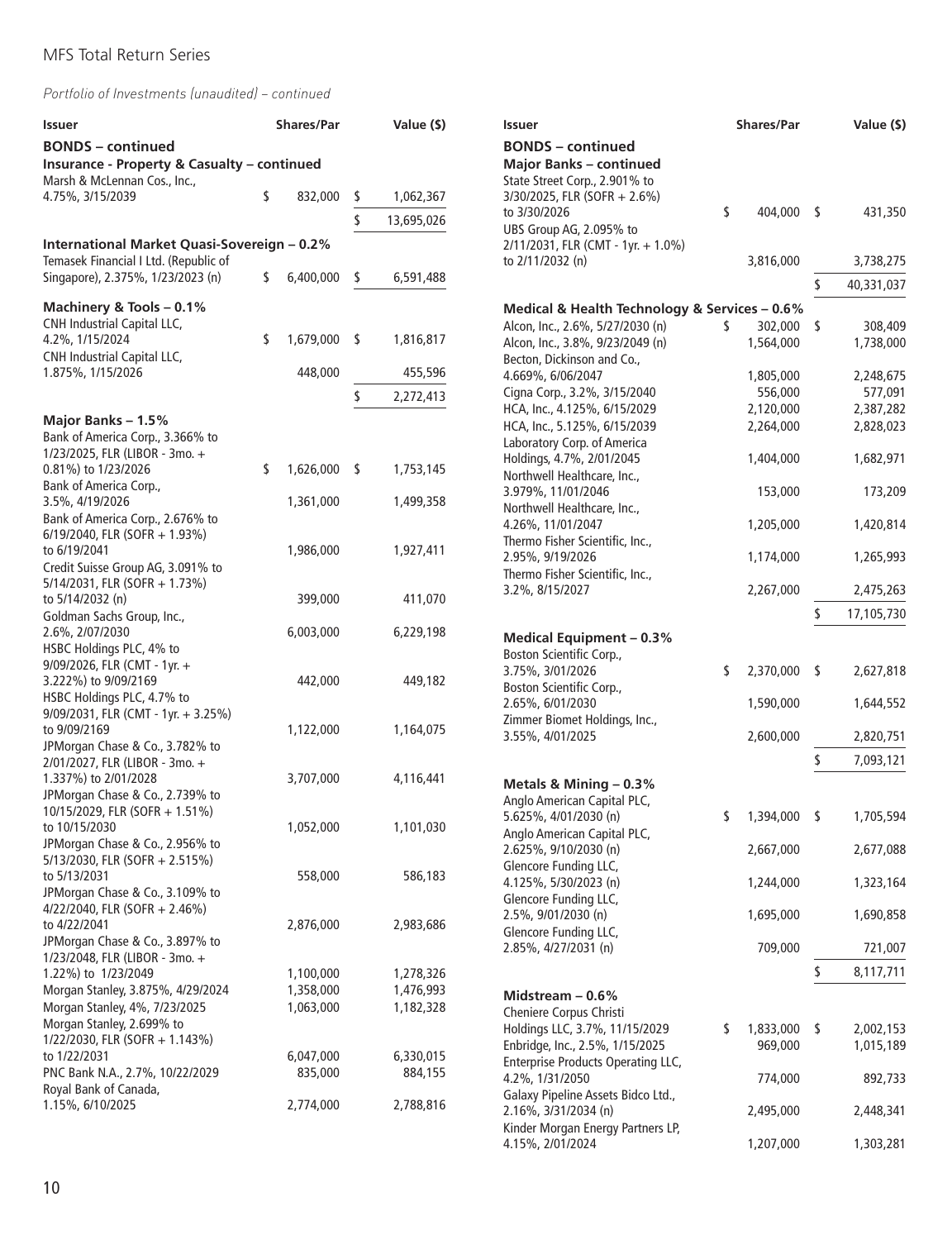*Portfolio of Investments (unaudited) – continued*

| Issuer | Shares/Par | Value ($) |
|---|---|---|
| **BONDS – continued** | | |
| **Insurance - Property & Casualty – continued** | | |
| Marsh & McLennan Cos., Inc., 4.75%, 3/15/2039 | $ 832,000 | $ 1,062,367 |
| | | $ 13,695,026 |
| **International Market Quasi-Sovereign – 0.2%** | | |
| Temasek Financial I Ltd. (Republic of Singapore), 2.375%, 1/23/2023 (n) | $ 6,400,000 | $ 6,591,488 |
| **Machinery & Tools – 0.1%** | | |
| CNH Industrial Capital LLC, 4.2%, 1/15/2024 | $ 1,679,000 | $ 1,816,817 |
| CNH Industrial Capital LLC, 1.875%, 1/15/2026 | 448,000 | 455,596 |
| | | $ 2,272,413 |
| **Major Banks – 1.5%** | | |
| Bank of America Corp., 3.366% to 1/23/2025, FLR (LIBOR - 3mo. + 0.81%) to 1/23/2026 | $ 1,626,000 | $ 1,753,145 |
| Bank of America Corp., 3.5%, 4/19/2026 | 1,361,000 | 1,499,358 |
| Bank of America Corp., 2.676% to 6/19/2040, FLR (SOFR + 1.93%) to 6/19/2041 | 1,986,000 | 1,927,411 |
| Credit Suisse Group AG, 3.091% to 5/14/2031, FLR (SOFR + 1.73%) to 5/14/2032 (n) | 399,000 | 411,070 |
| Goldman Sachs Group, Inc., 2.6%, 2/07/2030 | 6,003,000 | 6,229,198 |
| HSBC Holdings PLC, 4% to 9/09/2026, FLR (CMT - 1yr. + 3.222%) to 9/09/2169 | 442,000 | 449,182 |
| HSBC Holdings PLC, 4.7% to 9/09/2031, FLR (CMT - 1yr. + 3.25%) to 9/09/2169 | 1,122,000 | 1,164,075 |
| JPMorgan Chase & Co., 3.782% to 2/01/2027, FLR (LIBOR - 3mo. + 1.337%) to 2/01/2028 | 3,707,000 | 4,116,441 |
| JPMorgan Chase & Co., 2.739% to 10/15/2029, FLR (SOFR + 1.51%) to 10/15/2030 | 1,052,000 | 1,101,030 |
| JPMorgan Chase & Co., 2.956% to 5/13/2030, FLR (SOFR + 2.515%) to 5/13/2031 | 558,000 | 586,183 |
| JPMorgan Chase & Co., 3.109% to 4/22/2040, FLR (SOFR + 2.46%) to 4/22/2041 | 2,876,000 | 2,983,686 |
| JPMorgan Chase & Co., 3.897% to 1/23/2048, FLR (LIBOR - 3mo. + 1.22%) to 1/23/2049 | 1,100,000 | 1,278,326 |
| Morgan Stanley, 3.875%, 4/29/2024 | 1,358,000 | 1,476,993 |
| Morgan Stanley, 4%, 7/23/2025 | 1,063,000 | 1,182,328 |
| Morgan Stanley, 2.699% to 1/22/2030, FLR (SOFR + 1.143%) to 1/22/2031 | 6,047,000 | 6,330,015 |
| PNC Bank N.A., 2.7%, 10/22/2029 | 835,000 | 884,155 |
| Royal Bank of Canada, 1.15%, 6/10/2025 | 2,774,000 | 2,788,816 |
| State Street Corp., 2.901% to 3/30/2025, FLR (SOFR + 2.6%) to 3/30/2026 | $ 404,000 | $ 431,350 |
| UBS Group AG, 2.095% to 2/11/2031, FLR (CMT - 1yr. + 1.0%) to 2/11/2032 (n) | 3,816,000 | 3,738,275 |
| | | $ 40,331,037 |
| **Medical & Health Technology & Services – 0.6%** | | |
| Alcon, Inc., 2.6%, 5/27/2030 (n) | $ 302,000 | $ 308,409 |
| Alcon, Inc., 3.8%, 9/23/2049 (n) | 1,564,000 | 1,738,000 |
| Becton, Dickinson and Co., 4.669%, 6/06/2047 | 1,805,000 | 2,248,675 |
| Cigna Corp., 3.2%, 3/15/2040 | 556,000 | 577,091 |
| HCA, Inc., 4.125%, 6/15/2029 | 2,120,000 | 2,387,282 |
| HCA, Inc., 5.125%, 6/15/2039 | 2,264,000 | 2,828,023 |
| Laboratory Corp. of America Holdings, 4.7%, 2/01/2045 | 1,404,000 | 1,682,971 |
| Northwell Healthcare, Inc., 3.979%, 11/01/2046 | 153,000 | 173,209 |
| Northwell Healthcare, Inc., 4.26%, 11/01/2047 | 1,205,000 | 1,420,814 |
| Thermo Fisher Scientific, Inc., 2.95%, 9/19/2026 | 1,174,000 | 1,265,993 |
| Thermo Fisher Scientific, Inc., 3.2%, 8/15/2027 | 2,267,000 | 2,475,263 |
| | | $ 17,105,730 |
| **Medical Equipment – 0.3%** | | |
| Boston Scientific Corp., 3.75%, 3/01/2026 | $ 2,370,000 | $ 2,627,818 |
| Boston Scientific Corp., 2.65%, 6/01/2030 | 1,590,000 | 1,644,552 |
| Zimmer Biomet Holdings, Inc., 3.55%, 4/01/2025 | 2,600,000 | 2,820,751 |
| | | $ 7,093,121 |
| **Metals & Mining – 0.3%** | | |
| Anglo American Capital PLC, 5.625%, 4/01/2030 (n) | $ 1,394,000 | $ 1,705,594 |
| Anglo American Capital PLC, 2.625%, 9/10/2030 (n) | 2,667,000 | 2,677,088 |
| Glencore Funding LLC, 4.125%, 5/30/2023 (n) | 1,244,000 | 1,323,164 |
| Glencore Funding LLC, 2.5%, 9/01/2030 (n) | 1,695,000 | 1,690,858 |
| Glencore Funding LLC, 2.85%, 4/27/2031 (n) | 709,000 | 721,007 |
| | | $ 8,117,711 |
| **Midstream – 0.6%** | | |
| Cheniere Corpus Christi Holdings LLC, 3.7%, 11/15/2029 | $ 1,833,000 | $ 2,002,153 |
| Enbridge, Inc., 2.5%, 1/15/2025 | 969,000 | 1,015,189 |
| Enterprise Products Operating LLC, 4.2%, 1/31/2050 | 774,000 | 892,733 |
| Galaxy Pipeline Assets Bidco Ltd., 2.16%, 3/31/2034 (n) | 2,495,000 | 2,448,341 |
| Kinder Morgan Energy Partners LP, 4.15%, 2/01/2024 | 1,207,000 | 1,303,281 |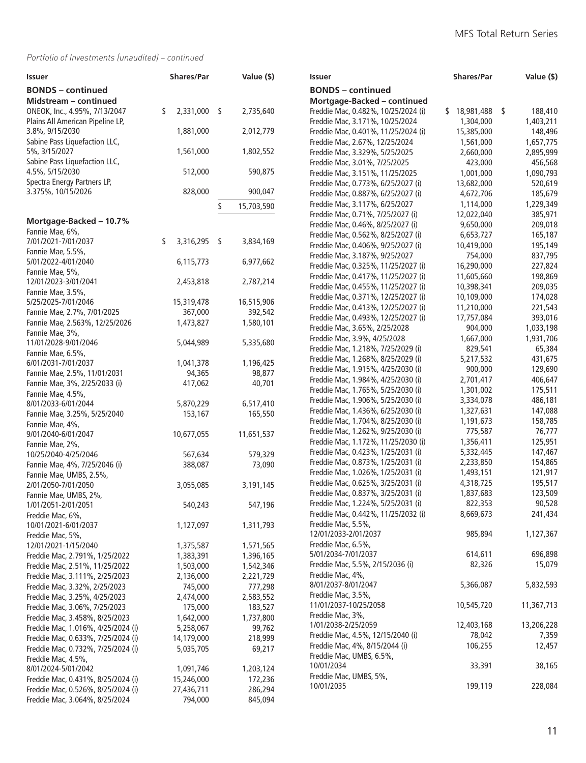*Portfolio of Investments (unaudited) – continued*

| Issuer | Shares/Par | Value ($) |
|---|---|---|
| **BONDS – continued** | | |
| **Midstream – continued** | | |
| ONEOK, Inc., 4.95%, 7/13/2047 | $ 2,331,000 | $ 2,735,640 |
| Plains All American Pipeline LP, 3.8%, 9/15/2030 | 1,881,000 | 2,012,779 |
| Sabine Pass Liquefaction LLC, 5%, 3/15/2027 | 1,561,000 | 1,802,552 |
| Sabine Pass Liquefaction LLC, 4.5%, 5/15/2030 | 512,000 | 590,875 |
| Spectra Energy Partners LP, 3.375%, 10/15/2026 | 828,000 | 900,047 |
| | | $ 15,703,590 |
| **Mortgage-Backed – 10.7%** | | |
| Fannie Mae, 6%, 7/01/2021-7/01/2037 | $ 3,316,295 | $ 3,834,169 |
| Fannie Mae, 5.5%, 5/01/2022-4/01/2040 | 6,115,773 | 6,977,662 |
| Fannie Mae, 5%, 12/01/2023-3/01/2041 | 2,453,818 | 2,787,214 |
| Fannie Mae, 3.5%, 5/25/2025-7/01/2046 | 15,319,478 | 16,515,906 |
| Fannie Mae, 2.7%, 7/01/2025 | 367,000 | 392,542 |
| Fannie Mae, 2.563%, 12/25/2026 | 1,473,827 | 1,580,101 |
| Fannie Mae, 3%, 11/01/2028-9/01/2046 | 5,044,989 | 5,335,680 |
| Fannie Mae, 6.5%, 6/01/2031-7/01/2037 | 1,041,378 | 1,196,425 |
| Fannie Mae, 2.5%, 11/01/2031 | 94,365 | 98,877 |
| Fannie Mae, 3%, 2/25/2033 (i) | 417,062 | 40,701 |
| Fannie Mae, 4.5%, 8/01/2033-6/01/2044 | 5,870,229 | 6,517,410 |
| Fannie Mae, 3.25%, 5/25/2040 | 153,167 | 165,550 |
| Fannie Mae, 4%, 9/01/2040-6/01/2047 | 10,677,055 | 11,651,537 |
| Fannie Mae, 2%, 10/25/2040-4/25/2046 | 567,634 | 579,329 |
| Fannie Mae, 4%, 7/25/2046 (i) | 388,087 | 73,090 |
| Fannie Mae, UMBS, 2.5%, 2/01/2050-7/01/2050 | 3,055,085 | 3,191,145 |
| Fannie Mae, UMBS, 2%, 1/01/2051-2/01/2051 | 540,243 | 547,196 |
| Freddie Mac, 6%, 10/01/2021-6/01/2037 | 1,127,097 | 1,311,793 |
| Freddie Mac, 5%, 12/01/2021-1/15/2040 | 1,375,587 | 1,571,565 |
| Freddie Mac, 2.791%, 1/25/2022 | 1,383,391 | 1,396,165 |
| Freddie Mac, 2.51%, 11/25/2022 | 1,503,000 | 1,542,346 |
| Freddie Mac, 3.111%, 2/25/2023 | 2,136,000 | 2,221,729 |
| Freddie Mac, 3.32%, 2/25/2023 | 745,000 | 777,298 |
| Freddie Mac, 3.25%, 4/25/2023 | 2,474,000 | 2,583,552 |
| Freddie Mac, 3.06%, 7/25/2023 | 175,000 | 183,527 |
| Freddie Mac, 3.458%, 8/25/2023 | 1,642,000 | 1,737,800 |
| Freddie Mac, 1.016%, 4/25/2024 (i) | 5,258,067 | 99,762 |
| Freddie Mac, 0.633%, 7/25/2024 (i) | 14,179,000 | 218,999 |
| Freddie Mac, 0.732%, 7/25/2024 (i) | 5,035,705 | 69,217 |
| Freddie Mac, 4.5%, 8/01/2024-5/01/2042 | 1,091,746 | 1,203,124 |
| Freddie Mac, 0.431%, 8/25/2024 (i) | 15,246,000 | 172,236 |
| Freddie Mac, 0.526%, 8/25/2024 (i) | 27,436,711 | 286,294 |
| Freddie Mac, 3.064%, 8/25/2024 | 794,000 | 845,094 |
| Freddie Mac, 0.482%, 10/25/2024 (i) | $ 18,981,488 | $ 188,410 |
| Freddie Mac, 3.171%, 10/25/2024 | 1,304,000 | 1,403,211 |
| Freddie Mac, 0.401%, 11/25/2024 (i) | 15,385,000 | 148,496 |
| Freddie Mac, 2.67%, 12/25/2024 | 1,561,000 | 1,657,775 |
| Freddie Mac, 3.329%, 5/25/2025 | 2,660,000 | 2,895,999 |
| Freddie Mac, 3.01%, 7/25/2025 | 423,000 | 456,568 |
| Freddie Mac, 3.151%, 11/25/2025 | 1,001,000 | 1,090,793 |
| Freddie Mac, 0.773%, 6/25/2027 (i) | 13,682,000 | 520,619 |
| Freddie Mac, 0.887%, 6/25/2027 (i) | 4,672,706 | 185,679 |
| Freddie Mac, 3.117%, 6/25/2027 | 1,114,000 | 1,229,349 |
| Freddie Mac, 0.71%, 7/25/2027 (i) | 12,022,040 | 385,971 |
| Freddie Mac, 0.46%, 8/25/2027 (i) | 9,650,000 | 209,018 |
| Freddie Mac, 0.562%, 8/25/2027 (i) | 6,653,727 | 165,187 |
| Freddie Mac, 0.406%, 9/25/2027 (i) | 10,419,000 | 195,149 |
| Freddie Mac, 3.187%, 9/25/2027 | 754,000 | 837,795 |
| Freddie Mac, 0.325%, 11/25/2027 (i) | 16,290,000 | 227,824 |
| Freddie Mac, 0.417%, 11/25/2027 (i) | 11,605,660 | 198,869 |
| Freddie Mac, 0.455%, 11/25/2027 (i) | 10,398,341 | 209,035 |
| Freddie Mac, 0.371%, 12/25/2027 (i) | 10,109,000 | 174,028 |
| Freddie Mac, 0.413%, 12/25/2027 (i) | 11,210,000 | 221,543 |
| Freddie Mac, 0.493%, 12/25/2027 (i) | 17,757,084 | 393,016 |
| Freddie Mac, 3.65%, 2/25/2028 | 904,000 | 1,033,198 |
| Freddie Mac, 3.9%, 4/25/2028 | 1,667,000 | 1,931,706 |
| Freddie Mac, 1.218%, 7/25/2029 (i) | 829,541 | 65,384 |
| Freddie Mac, 1.268%, 8/25/2029 (i) | 5,217,532 | 431,675 |
| Freddie Mac, 1.915%, 4/25/2030 (i) | 900,000 | 129,690 |
| Freddie Mac, 1.984%, 4/25/2030 (i) | 2,701,417 | 406,647 |
| Freddie Mac, 1.765%, 5/25/2030 (i) | 1,301,002 | 175,511 |
| Freddie Mac, 1.906%, 5/25/2030 (i) | 3,334,078 | 486,181 |
| Freddie Mac, 1.436%, 6/25/2030 (i) | 1,327,631 | 147,088 |
| Freddie Mac, 1.704%, 8/25/2030 (i) | 1,191,673 | 158,785 |
| Freddie Mac, 1.262%, 9/25/2030 (i) | 775,587 | 76,777 |
| Freddie Mac, 1.172%, 11/25/2030 (i) | 1,356,411 | 125,951 |
| Freddie Mac, 0.423%, 1/25/2031 (i) | 5,332,445 | 147,467 |
| Freddie Mac, 0.873%, 1/25/2031 (i) | 2,233,850 | 154,865 |
| Freddie Mac, 1.026%, 1/25/2031 (i) | 1,493,151 | 121,917 |
| Freddie Mac, 0.625%, 3/25/2031 (i) | 4,318,725 | 195,517 |
| Freddie Mac, 0.837%, 3/25/2031 (i) | 1,837,683 | 123,509 |
| Freddie Mac, 1.224%, 5/25/2031 (i) | 822,353 | 90,528 |
| Freddie Mac, 0.442%, 11/25/2032 (i) | 8,669,673 | 241,434 |
| Freddie Mac, 5.5%, 12/01/2033-2/01/2037 | 985,894 | 1,127,367 |
| Freddie Mac, 6.5%, 5/01/2034-7/01/2037 | 614,611 | 696,898 |
| Freddie Mac, 5.5%, 2/15/2036 (i) | 82,326 | 15,079 |
| Freddie Mac, 4%, 8/01/2037-8/01/2047 | 5,366,087 | 5,832,593 |
| Freddie Mac, 3.5%, 11/01/2037-10/25/2058 | 10,545,720 | 11,367,713 |
| Freddie Mac, 3%, 1/01/2038-2/25/2059 | 12,403,168 | 13,206,228 |
| Freddie Mac, 4.5%, 12/15/2040 (i) | 78,042 | 7,359 |
| Freddie Mac, 4%, 8/15/2044 (i) | 106,255 | 12,457 |
| Freddie Mac, UMBS, 6.5%, 10/01/2034 | 33,391 | 38,165 |
| Freddie Mac, UMBS, 5%, 10/01/2035 | 199,119 | 228,084 |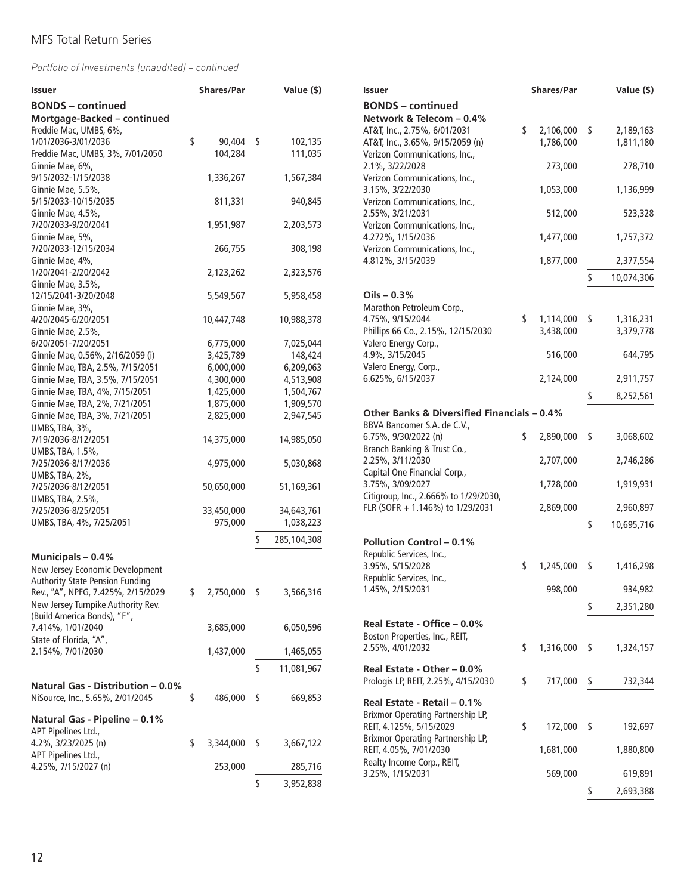MFS Total Return Series

*Portfolio of Investments (unaudited) – continued*

| Issuer | Shares/Par | Value ($) |
|---|---|---|
| **BONDS – continued** | | |
| **Mortgage-Backed – continued** | | |
| Freddie Mac, UMBS, 6%, 1/01/2036-3/01/2036 | $ 90,404 | $ 102,135 |
| Freddie Mac, UMBS, 3%, 7/01/2050 | 104,284 | 111,035 |
| Ginnie Mae, 6%, 9/15/2032-1/15/2038 | 1,336,267 | 1,567,384 |
| Ginnie Mae, 5.5%, 5/15/2033-10/15/2035 | 811,331 | 940,845 |
| Ginnie Mae, 4.5%, 7/20/2033-9/20/2041 | 1,951,987 | 2,203,573 |
| Ginnie Mae, 5%, 7/20/2033-12/15/2034 | 266,755 | 308,198 |
| Ginnie Mae, 4%, 1/20/2041-2/20/2042 | 2,123,262 | 2,323,576 |
| Ginnie Mae, 3.5%, 12/15/2041-3/20/2048 | 5,549,567 | 5,958,458 |
| Ginnie Mae, 3%, 4/20/2045-6/20/2051 | 10,447,748 | 10,988,378 |
| Ginnie Mae, 2.5%, 6/20/2051-7/20/2051 | 6,775,000 | 7,025,044 |
| Ginnie Mae, 0.56%, 2/16/2059 (i) | 3,425,789 | 148,424 |
| Ginnie Mae, TBA, 2.5%, 7/15/2051 | 6,000,000 | 6,209,063 |
| Ginnie Mae, TBA, 3.5%, 7/15/2051 | 4,300,000 | 4,513,908 |
| Ginnie Mae, TBA, 4%, 7/15/2051 | 1,425,000 | 1,504,767 |
| Ginnie Mae, TBA, 2%, 7/21/2051 | 1,875,000 | 1,909,570 |
| Ginnie Mae, TBA, 3%, 7/21/2051 | 2,825,000 | 2,947,545 |
| UMBS, TBA, 3%, 7/19/2036-8/12/2051 | 14,375,000 | 14,985,050 |
| UMBS, TBA, 1.5%, 7/25/2036-8/17/2036 | 4,975,000 | 5,030,868 |
| UMBS, TBA, 2%, 7/25/2036-8/12/2051 | 50,650,000 | 51,169,361 |
| UMBS, TBA, 2.5%, 7/25/2036-8/25/2051 | 33,450,000 | 34,643,761 |
| UMBS, TBA, 4%, 7/25/2051 | 975,000 | 1,038,223 |
| | | $ 285,104,308 |
| **Municipals – 0.4%** | | |
| New Jersey Economic Development Authority State Pension Funding Rev., "A", NPFG, 7.425%, 2/15/2029 | $ 2,750,000 | $ 3,566,316 |
| New Jersey Turnpike Authority Rev. (Build America Bonds), "F", 7.414%, 1/01/2040 | 3,685,000 | 6,050,596 |
| State of Florida, "A", 2.154%, 7/01/2030 | 1,437,000 | 1,465,055 |
| | | $ 11,081,967 |
| **Natural Gas - Distribution – 0.0%** | | |
| NiSource, Inc., 5.65%, 2/01/2045 | $ 486,000 | $ 669,853 |
| **Natural Gas - Pipeline – 0.1%** | | |
| APT Pipelines Ltd., 4.2%, 3/23/2025 (n) | $ 3,344,000 | $ 3,667,122 |
| APT Pipelines Ltd., 4.25%, 7/15/2027 (n) | 253,000 | 285,716 |
| | | $ 3,952,838 |
| **Network & Telecom – 0.4%** | | |
| AT&T, Inc., 2.75%, 6/01/2031 | $ 2,106,000 | $ 2,189,163 |
| AT&T, Inc., 3.65%, 9/15/2059 (n) | 1,786,000 | 1,811,180 |
| Verizon Communications, Inc., 2.1%, 3/22/2028 | 273,000 | 278,710 |
| Verizon Communications, Inc., 3.15%, 3/22/2030 | 1,053,000 | 1,136,999 |
| Verizon Communications, Inc., 2.55%, 3/21/2031 | 512,000 | 523,328 |
| Verizon Communications, Inc., 4.272%, 1/15/2036 | 1,477,000 | 1,757,372 |
| Verizon Communications, Inc., 4.812%, 3/15/2039 | 1,877,000 | 2,377,554 |
| | | $ 10,074,306 |
| **Oils – 0.3%** | | |
| Marathon Petroleum Corp., 4.75%, 9/15/2044 | $ 1,114,000 | $ 1,316,231 |
| Phillips 66 Co., 2.15%, 12/15/2030 | 3,438,000 | 3,379,778 |
| Valero Energy Corp., 4.9%, 3/15/2045 | 516,000 | 644,795 |
| Valero Energy, Corp., 6.625%, 6/15/2037 | 2,124,000 | 2,911,757 |
| | | $ 8,252,561 |
| **Other Banks & Diversified Financials – 0.4%** | | |
| BBVA Bancomer S.A. de C.V., 6.75%, 9/30/2022 (n) | $ 2,890,000 | $ 3,068,602 |
| Branch Banking & Trust Co., 2.25%, 3/11/2030 | 2,707,000 | 2,746,286 |
| Capital One Financial Corp., 3.75%, 3/09/2027 | 1,728,000 | 1,919,931 |
| Citigroup, Inc., 2.666% to 1/29/2030, FLR (SOFR + 1.146%) to 1/29/2031 | 2,869,000 | 2,960,897 |
| | | $ 10,695,716 |
| **Pollution Control – 0.1%** | | |
| Republic Services, Inc., 3.95%, 5/15/2028 | $ 1,245,000 | $ 1,416,298 |
| Republic Services, Inc., 1.45%, 2/15/2031 | 998,000 | 934,982 |
| | | $ 2,351,280 |
| **Real Estate - Office – 0.0%** | | |
| Boston Properties, Inc., REIT, 2.55%, 4/01/2032 | $ 1,316,000 | $ 1,324,157 |
| **Real Estate - Other – 0.0%** | | |
| Prologis LP, REIT, 2.25%, 4/15/2030 | $ 717,000 | $ 732,344 |
| **Real Estate - Retail – 0.1%** | | |
| Brixmor Operating Partnership LP, REIT, 4.125%, 5/15/2029 | $ 172,000 | $ 192,697 |
| Brixmor Operating Partnership LP, REIT, 4.05%, 7/01/2030 | 1,681,000 | 1,880,800 |
| Realty Income Corp., REIT, 3.25%, 1/15/2031 | 569,000 | 619,891 |
| | | $ 2,693,388 |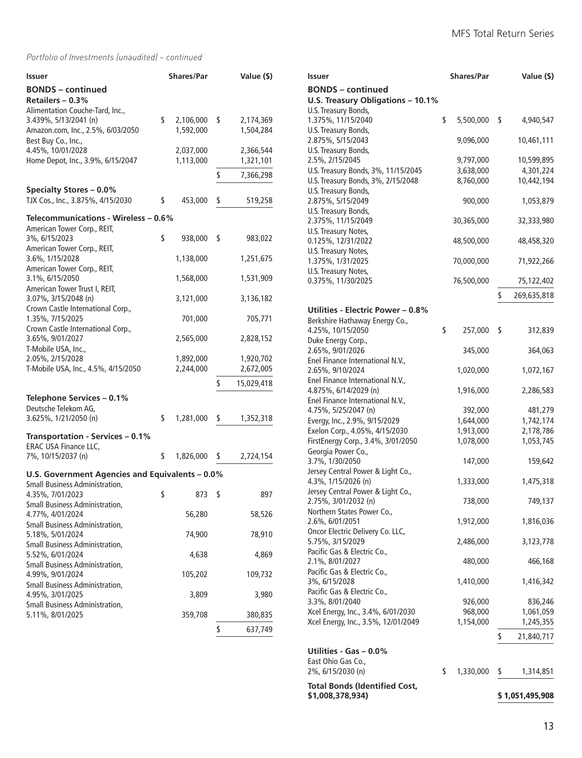*Portfolio of Investments (unaudited) – continued*

| Issuer | Shares/Par | Value ($) |
|---|---|---|
| **BONDS – continued** | | |
| **Retailers – 0.3%** | | |
| Alimentation Couche-Tard, Inc., 3.439%, 5/13/2041 (n) | $ 2,106,000 | $ 2,174,369 |
| Amazon.com, Inc., 2.5%, 6/03/2050 | 1,592,000 | 1,504,284 |
| Best Buy Co., Inc., 4.45%, 10/01/2028 | 2,037,000 | 2,366,544 |
| Home Depot, Inc., 3.9%, 6/15/2047 | 1,113,000 | 1,321,101 |
| | | $ 7,366,298 |
| **Specialty Stores – 0.0%** | | |
| TJX Cos., Inc., 3.875%, 4/15/2030 | $ 453,000 | $ 519,258 |
| **Telecommunications - Wireless – 0.6%** | | |
| American Tower Corp., REIT, 3%, 6/15/2023 | $ 938,000 | $ 983,022 |
| American Tower Corp., REIT, 3.6%, 1/15/2028 | 1,138,000 | 1,251,675 |
| American Tower Corp., REIT, 3.1%, 6/15/2050 | 1,568,000 | 1,531,909 |
| American Tower Trust I, REIT, 3.07%, 3/15/2048 (n) | 3,121,000 | 3,136,182 |
| Crown Castle International Corp., 1.35%, 7/15/2025 | 701,000 | 705,771 |
| Crown Castle International Corp., 3.65%, 9/01/2027 | 2,565,000 | 2,828,152 |
| T-Mobile USA, Inc., 2.05%, 2/15/2028 | 1,892,000 | 1,920,702 |
| T-Mobile USA, Inc., 4.5%, 4/15/2050 | 2,244,000 | 2,672,005 |
| | | $ 15,029,418 |
| **Telephone Services – 0.1%** | | |
| Deutsche Telekom AG, 3.625%, 1/21/2050 (n) | $ 1,281,000 | $ 1,352,318 |
| **Transportation - Services – 0.1%** | | |
| ERAC USA Finance LLC, 7%, 10/15/2037 (n) | $ 1,826,000 | $ 2,724,154 |
| **U.S. Government Agencies and Equivalents – 0.0%** | | |
| Small Business Administration, 4.35%, 7/01/2023 | $ 873 | $ 897 |
| Small Business Administration, 4.77%, 4/01/2024 | 56,280 | 58,526 |
| Small Business Administration, 5.18%, 5/01/2024 | 74,900 | 78,910 |
| Small Business Administration, 5.52%, 6/01/2024 | 4,638 | 4,869 |
| Small Business Administration, 4.99%, 9/01/2024 | 105,202 | 109,732 |
| Small Business Administration, 4.95%, 3/01/2025 | 3,809 | 3,980 |
| Small Business Administration, 5.11%, 8/01/2025 | 359,708 | 380,835 |
| | | $ 637,749 |
| **U.S. Treasury Obligations – 10.1%** | | |
| U.S. Treasury Bonds, 1.375%, 11/15/2040 | $ 5,500,000 | $ 4,940,547 |
| U.S. Treasury Bonds, 2.875%, 5/15/2043 | 9,096,000 | 10,461,111 |
| U.S. Treasury Bonds, 2.5%, 2/15/2045 | 9,797,000 | 10,599,895 |
| U.S. Treasury Bonds, 3%, 11/15/2045 | 3,638,000 | 4,301,224 |
| U.S. Treasury Bonds, 3%, 2/15/2048 | 8,760,000 | 10,442,194 |
| U.S. Treasury Bonds, 2.875%, 5/15/2049 | 900,000 | 1,053,879 |
| U.S. Treasury Bonds, 2.375%, 11/15/2049 | 30,365,000 | 32,333,980 |
| U.S. Treasury Notes, 0.125%, 12/31/2022 | 48,500,000 | 48,458,320 |
| U.S. Treasury Notes, 1.375%, 1/31/2025 | 70,000,000 | 71,922,266 |
| U.S. Treasury Notes, 0.375%, 11/30/2025 | 76,500,000 | 75,122,402 |
| | | $ 269,635,818 |
| **Utilities - Electric Power – 0.8%** | | |
| Berkshire Hathaway Energy Co., 4.25%, 10/15/2050 | $ 257,000 | $ 312,839 |
| Duke Energy Corp., 2.65%, 9/01/2026 | 345,000 | 364,063 |
| Enel Finance International N.V., 2.65%, 9/10/2024 | 1,020,000 | 1,072,167 |
| Enel Finance International N.V., 4.875%, 6/14/2029 (n) | 1,916,000 | 2,286,583 |
| Enel Finance International N.V., 4.75%, 5/25/2047 (n) | 392,000 | 481,279 |
| Evergy, Inc., 2.9%, 9/15/2029 | 1,644,000 | 1,742,174 |
| Exelon Corp., 4.05%, 4/15/2030 | 1,913,000 | 2,178,786 |
| FirstEnergy Corp., 3.4%, 3/01/2050 | 1,078,000 | 1,053,745 |
| Georgia Power Co., 3.7%, 1/30/2050 | 147,000 | 159,642 |
| Jersey Central Power & Light Co., 4.3%, 1/15/2026 (n) | 1,333,000 | 1,475,318 |
| Jersey Central Power & Light Co., 2.75%, 3/01/2032 (n) | 738,000 | 749,137 |
| Northern States Power Co., 2.6%, 6/01/2051 | 1,912,000 | 1,816,036 |
| Oncor Electric Delivery Co. LLC, 5.75%, 3/15/2029 | 2,486,000 | 3,123,778 |
| Pacific Gas & Electric Co., 2.1%, 8/01/2027 | 480,000 | 466,168 |
| Pacific Gas & Electric Co., 3%, 6/15/2028 | 1,410,000 | 1,416,342 |
| Pacific Gas & Electric Co., 3.3%, 8/01/2040 | 926,000 | 836,246 |
| Xcel Energy, Inc., 3.4%, 6/01/2030 | 968,000 | 1,061,059 |
| Xcel Energy, Inc., 3.5%, 12/01/2049 | 1,154,000 | 1,245,355 |
| | | $ 21,840,717 |
| **Utilities - Gas – 0.0%** | | |
| East Ohio Gas Co., 2%, 6/15/2030 (n) | $ 1,330,000 | $ 1,314,851 |
| **Total Bonds (Identified Cost, $1,008,378,934)** | | **$ 1,051,495,908** |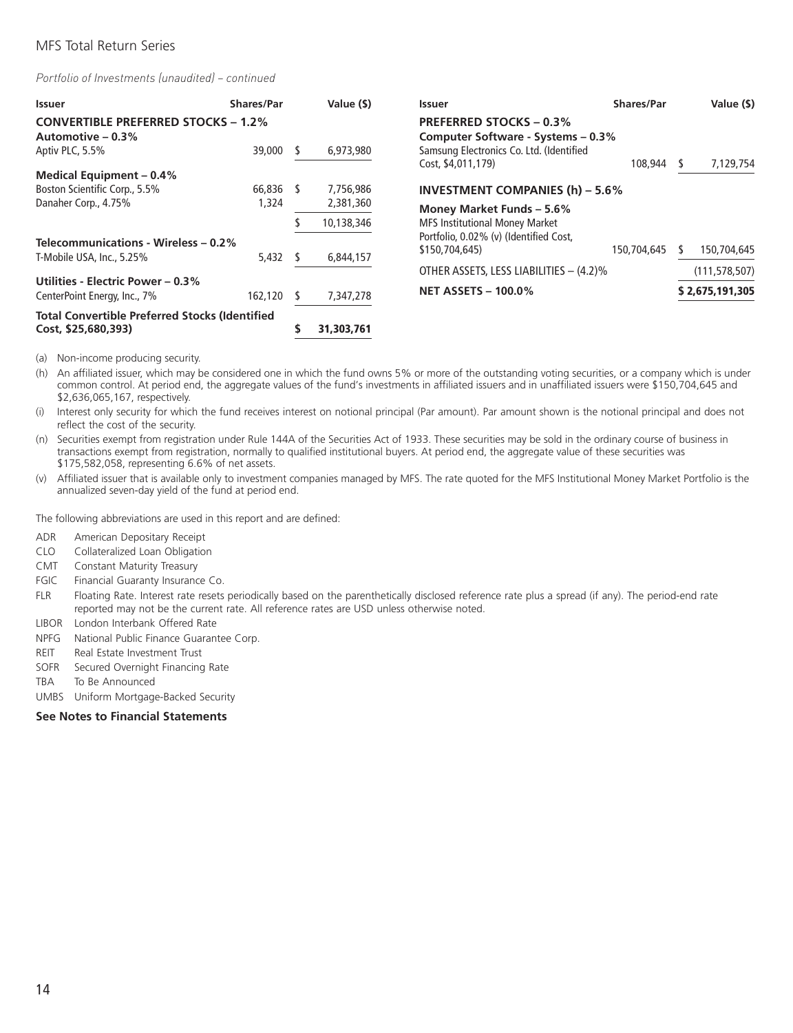*Portfolio of Investments (unaudited) – continued*

| Issuer | Shares/Par | Value ($) |
|---|---|---|
| **CONVERTIBLE PREFERRED STOCKS – 1.2%** | | |
| **Automotive – 0.3%** | | |
| Aptiv PLC, 5.5% | 39,000 | $ 6,973,980 |
| **Medical Equipment – 0.4%** | | |
| Boston Scientific Corp., 5.5% | 66,836 | $ 7,756,986 |
| Danaher Corp., 4.75% | 1,324 | 2,381,360 |
| | | $ 10,138,346 |
| **Telecommunications - Wireless – 0.2%** | | |
| T-Mobile USA, Inc., 5.25% | 5,432 | $ 6,844,157 |
| **Utilities - Electric Power – 0.3%** | | |
| CenterPoint Energy, Inc., 7% | 162,120 | $ 7,347,278 |
| **Total Convertible Preferred Stocks (Identified Cost, $25,680,393)** | | **$ 31,303,761** |
| **PREFERRED STOCKS – 0.3%** | | |
| **Computer Software - Systems – 0.3%** | | |
| Samsung Electronics Co. Ltd. (Identified Cost, $4,011,179) | 108,944 | $ 7,129,754 |
| **INVESTMENT COMPANIES (h) – 5.6%** | | |
| **Money Market Funds – 5.6%** | | |
| MFS Institutional Money Market Portfolio, 0.02% (v) (Identified Cost, $150,704,645) | 150,704,645 | $ 150,704,645 |
| OTHER ASSETS, LESS LIABILITIES – (4.2)% | | (111,578,507) |
| **NET ASSETS – 100.0%** | | **$ 2,675,191,305** |

(a) Non-income producing security.

(h) An affiliated issuer, which may be considered one in which the fund owns 5% or more of the outstanding voting securities, or a company which is under common control. At period end, the aggregate values of the fund's investments in affiliated issuers and in unaffiliated issuers were $150,704,645 and $2,636,065,167, respectively.

(i) Interest only security for which the fund receives interest on notional principal (Par amount). Par amount shown is the notional principal and does not reflect the cost of the security.

(n) Securities exempt from registration under Rule 144A of the Securities Act of 1933. These securities may be sold in the ordinary course of business in transactions exempt from registration, normally to qualified institutional buyers. At period end, the aggregate value of these securities was $175,582,058, representing 6.6% of net assets.

(v) Affiliated issuer that is available only to investment companies managed by MFS. The rate quoted for the MFS Institutional Money Market Portfolio is the annualized seven-day yield of the fund at period end.

The following abbreviations are used in this report and are defined:

- ADR American Depositary Receipt
- CLO Collateralized Loan Obligation
- CMT Constant Maturity Treasury
- FGIC Financial Guaranty Insurance Co.
- FLR Floating Rate. Interest rate resets periodically based on the parenthetically disclosed reference rate plus a spread (if any). The period-end rate reported may not be the current rate. All reference rates are USD unless otherwise noted.
- LIBOR London Interbank Offered Rate
- NPFG National Public Finance Guarantee Corp.
- REIT Real Estate Investment Trust
- SOFR Secured Overnight Financing Rate
- TBA To Be Announced
- UMBS Uniform Mortgage-Backed Security

**See Notes to Financial Statements**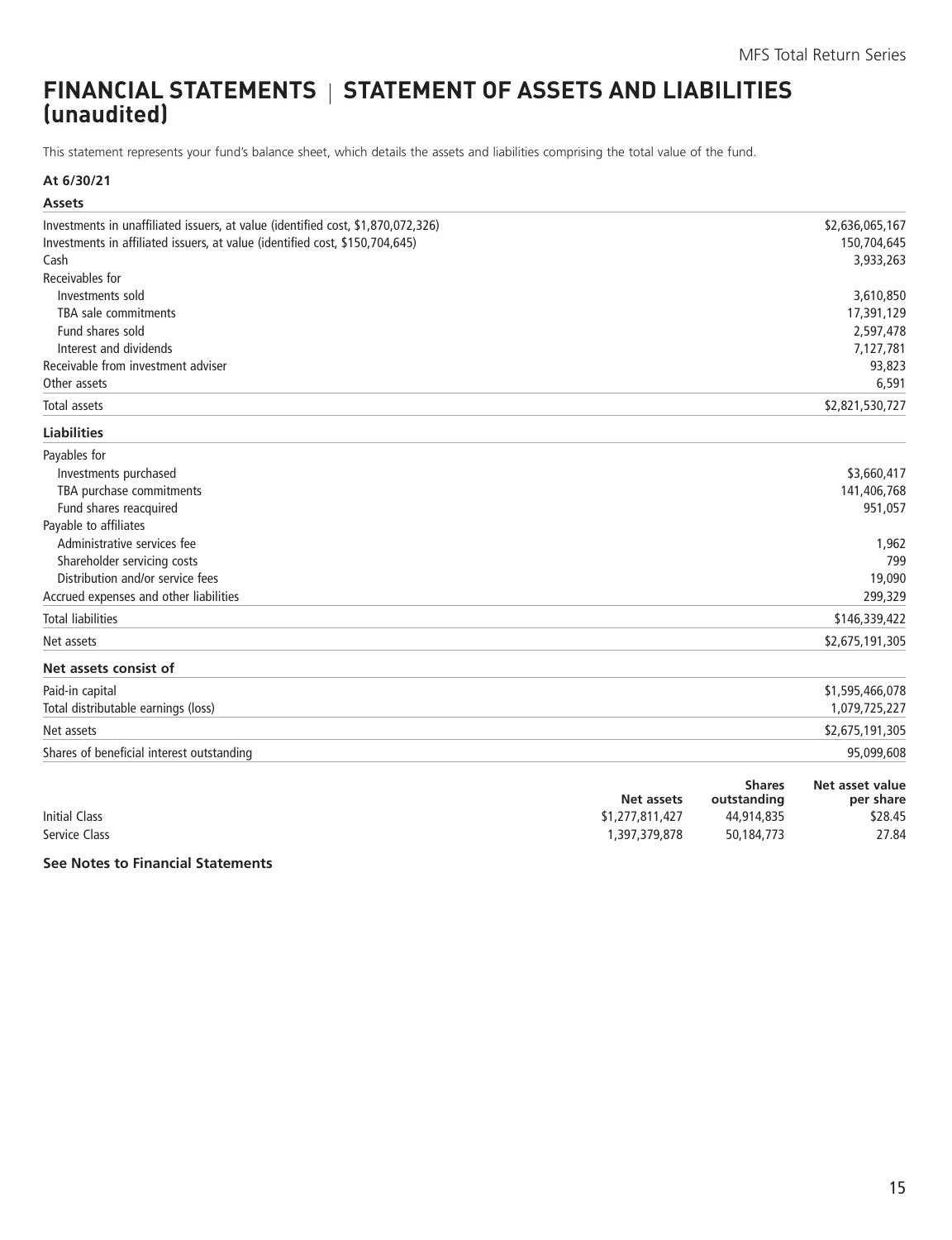# FINANCIAL STATEMENTS | STATEMENT OF ASSETS AND LIABILITIES (unaudited)

This statement represents your fund's balance sheet, which details the assets and liabilities comprising the total value of the fund.

**At 6/30/21**

| **Assets** | |
|---|---|
| Investments in unaffiliated issuers, at value (identified cost, $1,870,072,326) | $2,636,065,167 |
| Investments in affiliated issuers, at value (identified cost, $150,704,645) | 150,704,645 |
| Cash | 3,933,263 |
| Receivables for | |
| Investments sold | 3,610,850 |
| TBA sale commitments | 17,391,129 |
| Fund shares sold | 2,597,478 |
| Interest and dividends | 7,127,781 |
| Receivable from investment adviser | 93,823 |
| Other assets | 6,591 |
| Total assets | $2,821,530,727 |
| **Liabilities** | |
| Payables for | |
| Investments purchased | $3,660,417 |
| TBA purchase commitments | 141,406,768 |
| Fund shares reacquired | 951,057 |
| Payable to affiliates | |
| Administrative services fee | 1,962 |
| Shareholder servicing costs | 799 |
| Distribution and/or service fees | 19,090 |
| Accrued expenses and other liabilities | 299,329 |
| Total liabilities | $146,339,422 |
| Net assets | $2,675,191,305 |
| **Net assets consist of** | |
| Paid-in capital | $1,595,466,078 |
| Total distributable earnings (loss) | 1,079,725,227 |
| Net assets | $2,675,191,305 |
| Shares of beneficial interest outstanding | 95,099,608 |

| | Net assets | Shares outstanding | Net asset value per share |
|---|---|---|---|
| Initial Class | $1,277,811,427 | 44,914,835 | $28.45 |
| Service Class | 1,397,379,878 | 50,184,773 | 27.84 |

**See Notes to Financial Statements**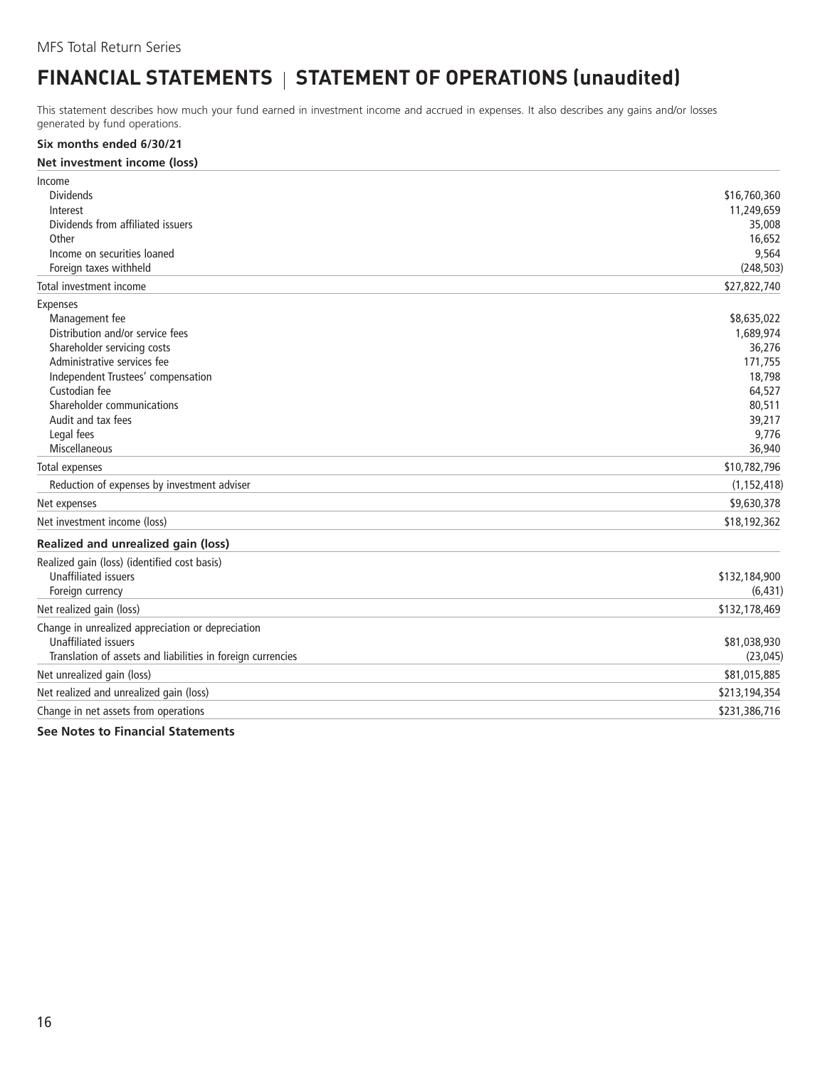# FINANCIAL STATEMENTS | STATEMENT OF OPERATIONS (unaudited)

This statement describes how much your fund earned in investment income and accrued in expenses. It also describes any gains and/or losses generated by fund operations.

**Six months ended 6/30/21**

| **Net investment income (loss)** | |
|---|---|
| Income | |
| Dividends | $16,760,360 |
| Interest | 11,249,659 |
| Dividends from affiliated issuers | 35,008 |
| Other | 16,652 |
| Income on securities loaned | 9,564 |
| Foreign taxes withheld | (248,503) |
| Total investment income | $27,822,740 |
| Expenses | |
| Management fee | $8,635,022 |
| Distribution and/or service fees | 1,689,974 |
| Shareholder servicing costs | 36,276 |
| Administrative services fee | 171,755 |
| Independent Trustees' compensation | 18,798 |
| Custodian fee | 64,527 |
| Shareholder communications | 80,511 |
| Audit and tax fees | 39,217 |
| Legal fees | 9,776 |
| Miscellaneous | 36,940 |
| Total expenses | $10,782,796 |
| Reduction of expenses by investment adviser | (1,152,418) |
| Net expenses | $9,630,378 |
| Net investment income (loss) | $18,192,362 |
| **Realized and unrealized gain (loss)** | |
| Realized gain (loss) (identified cost basis) | |
| Unaffiliated issuers | $132,184,900 |
| Foreign currency | (6,431) |
| Net realized gain (loss) | $132,178,469 |
| Change in unrealized appreciation or depreciation | |
| Unaffiliated issuers | $81,038,930 |
| Translation of assets and liabilities in foreign currencies | (23,045) |
| Net unrealized gain (loss) | $81,015,885 |
| Net realized and unrealized gain (loss) | $213,194,354 |
| Change in net assets from operations | $231,386,716 |

**See Notes to Financial Statements**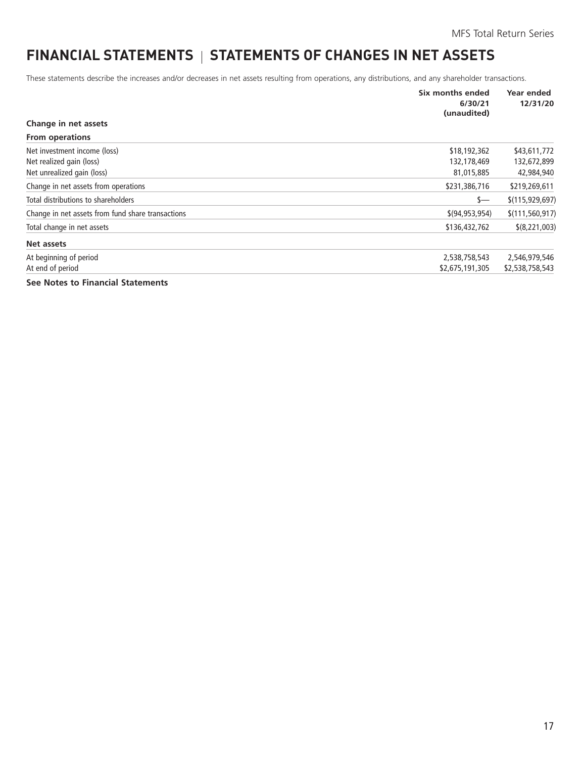# FINANCIAL STATEMENTS | STATEMENTS OF CHANGES IN NET ASSETS

These statements describe the increases and/or decreases in net assets resulting from operations, any distributions, and any shareholder transactions.

| | Six months ended 6/30/21 (unaudited) | Year ended 12/31/20 |
|---|---|---|
| **Change in net assets** | | |
| **From operations** | | |
| Net investment income (loss) | $18,192,362 | $43,611,772 |
| Net realized gain (loss) | 132,178,469 | 132,672,899 |
| Net unrealized gain (loss) | 81,015,885 | 42,984,940 |
| Change in net assets from operations | $231,386,716 | $219,269,611 |
| Total distributions to shareholders | $— | $(115,929,697) |
| Change in net assets from fund share transactions | $(94,953,954) | $(111,560,917) |
| Total change in net assets | $136,432,762 | $(8,221,003) |
| **Net assets** | | |
| At beginning of period | 2,538,758,543 | 2,546,979,546 |
| At end of period | $2,675,191,305 | $2,538,758,543 |

**See Notes to Financial Statements**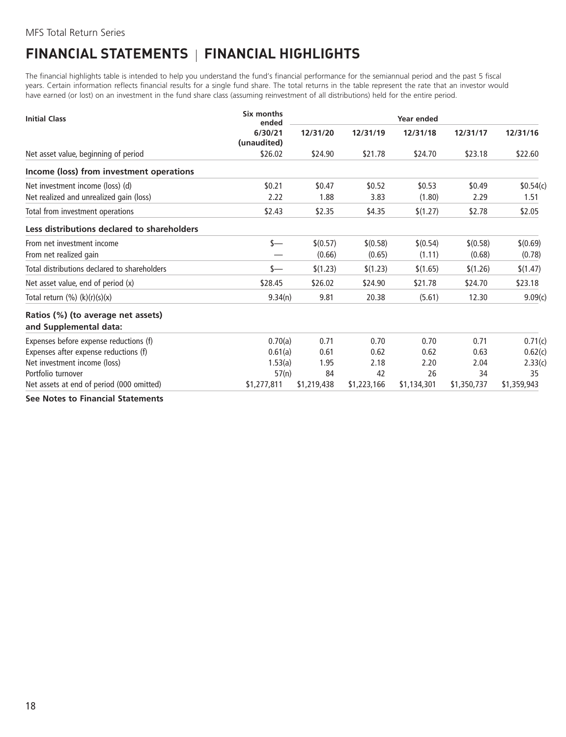# FINANCIAL STATEMENTS | FINANCIAL HIGHLIGHTS

The financial highlights table is intended to help you understand the fund's financial performance for the semiannual period and the past 5 fiscal years. Certain information reflects financial results for a single fund share. The total returns in the table represent the rate that an investor would have earned (or lost) on an investment in the fund share class (assuming reinvestment of all distributions) held for the entire period.

| Initial Class | Six months ended | Year ended | | | | |
|---|---|---|---|---|---|---|
| | 6/30/21 (unaudited) | 12/31/20 | 12/31/19 | 12/31/18 | 12/31/17 | 12/31/16 |
| Net asset value, beginning of period | $26.02 | $24.90 | $21.78 | $24.70 | $23.18 | $22.60 |
| **Income (loss) from investment operations** | | | | | | |
| Net investment income (loss) (d) | $0.21 | $0.47 | $0.52 | $0.53 | $0.49 | $0.54(c) |
| Net realized and unrealized gain (loss) | 2.22 | 1.88 | 3.83 | (1.80) | 2.29 | 1.51 |
| Total from investment operations | $2.43 | $2.35 | $4.35 | $(1.27) | $2.78 | $2.05 |
| **Less distributions declared to shareholders** | | | | | | |
| From net investment income | $— | $(0.57) | $(0.58) | $(0.54) | $(0.58) | $(0.69) |
| From net realized gain | — | (0.66) | (0.65) | (1.11) | (0.68) | (0.78) |
| Total distributions declared to shareholders | $— | $(1.23) | $(1.23) | $(1.65) | $(1.26) | $(1.47) |
| Net asset value, end of period (x) | $28.45 | $26.02 | $24.90 | $21.78 | $24.70 | $23.18 |
| Total return (%) (k)(r)(s)(x) | 9.34(n) | 9.81 | 20.38 | (5.61) | 12.30 | 9.09(c) |
| **Ratios (%) (to average net assets) and Supplemental data:** | | | | | | |
| Expenses before expense reductions (f) | 0.70(a) | 0.71 | 0.70 | 0.70 | 0.71 | 0.71(c) |
| Expenses after expense reductions (f) | 0.61(a) | 0.61 | 0.62 | 0.62 | 0.63 | 0.62(c) |
| Net investment income (loss) | 1.53(a) | 1.95 | 2.18 | 2.20 | 2.04 | 2.33(c) |
| Portfolio turnover | 57(n) | 84 | 42 | 26 | 34 | 35 |
| Net assets at end of period (000 omitted) | $1,277,811 | $1,219,438 | $1,223,166 | $1,134,301 | $1,350,737 | $1,359,943 |

**See Notes to Financial Statements**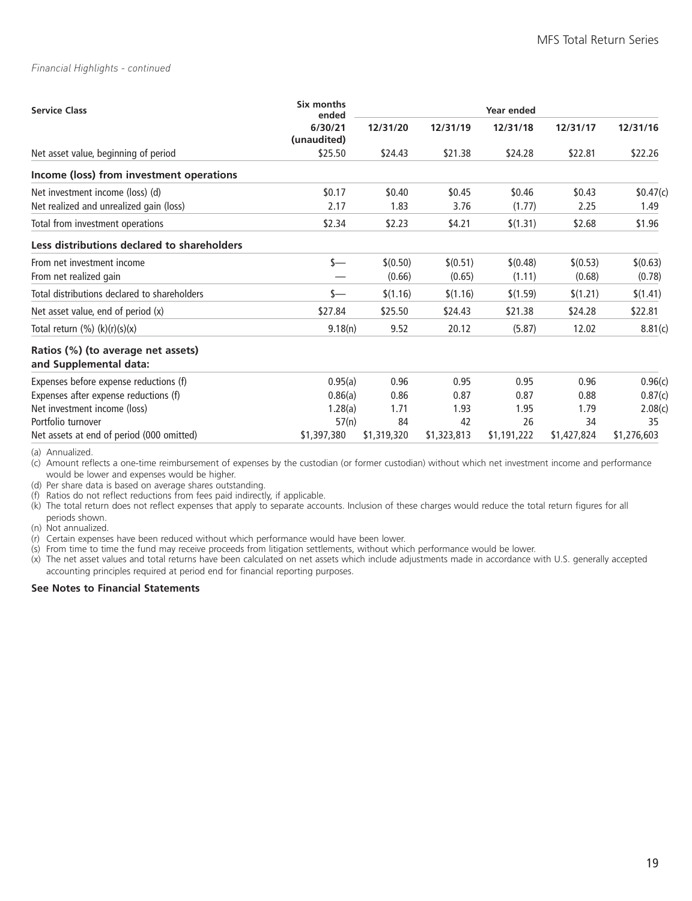*Financial Highlights - continued*

| Service Class | Six months ended | Year ended | | | | |
|---|---|---|---|---|---|---|
| | 6/30/21 (unaudited) | 12/31/20 | 12/31/19 | 12/31/18 | 12/31/17 | 12/31/16 |
| Net asset value, beginning of period | $25.50 | $24.43 | $21.38 | $24.28 | $22.81 | $22.26 |
| **Income (loss) from investment operations** | | | | | | |
| Net investment income (loss) (d) | $0.17 | $0.40 | $0.45 | $0.46 | $0.43 | $0.47(c) |
| Net realized and unrealized gain (loss) | 2.17 | 1.83 | 3.76 | (1.77) | 2.25 | 1.49 |
| Total from investment operations | $2.34 | $2.23 | $4.21 | $(1.31) | $2.68 | $1.96 |
| **Less distributions declared to shareholders** | | | | | | |
| From net investment income | $— | $(0.50) | $(0.51) | $(0.48) | $(0.53) | $(0.63) |
| From net realized gain | — | (0.66) | (0.65) | (1.11) | (0.68) | (0.78) |
| Total distributions declared to shareholders | $— | $(1.16) | $(1.16) | $(1.59) | $(1.21) | $(1.41) |
| Net asset value, end of period (x) | $27.84 | $25.50 | $24.43 | $21.38 | $24.28 | $22.81 |
| Total return (%) (k)(r)(s)(x) | 9.18(n) | 9.52 | 20.12 | (5.87) | 12.02 | 8.81(c) |
| **Ratios (%) (to average net assets) and Supplemental data:** | | | | | | |
| Expenses before expense reductions (f) | 0.95(a) | 0.96 | 0.95 | 0.95 | 0.96 | 0.96(c) |
| Expenses after expense reductions (f) | 0.86(a) | 0.86 | 0.87 | 0.87 | 0.88 | 0.87(c) |
| Net investment income (loss) | 1.28(a) | 1.71 | 1.93 | 1.95 | 1.79 | 2.08(c) |
| Portfolio turnover | 57(n) | 84 | 42 | 26 | 34 | 35 |
| Net assets at end of period (000 omitted) | $1,397,380 | $1,319,320 | $1,323,813 | $1,191,222 | $1,427,824 | $1,276,603 |

(a) Annualized.
(c) Amount reflects a one-time reimbursement of expenses by the custodian (or former custodian) without which net investment income and performance would be lower and expenses would be higher.
(d) Per share data is based on average shares outstanding.
(f) Ratios do not reflect reductions from fees paid indirectly, if applicable.
(k) The total return does not reflect expenses that apply to separate accounts. Inclusion of these charges would reduce the total return figures for all periods shown.
(n) Not annualized.
(r) Certain expenses have been reduced without which performance would have been lower.
(s) From time to time the fund may receive proceeds from litigation settlements, without which performance would be lower.
(x) The net asset values and total returns have been calculated on net assets which include adjustments made in accordance with U.S. generally accepted accounting principles required at period end for financial reporting purposes.

**See Notes to Financial Statements**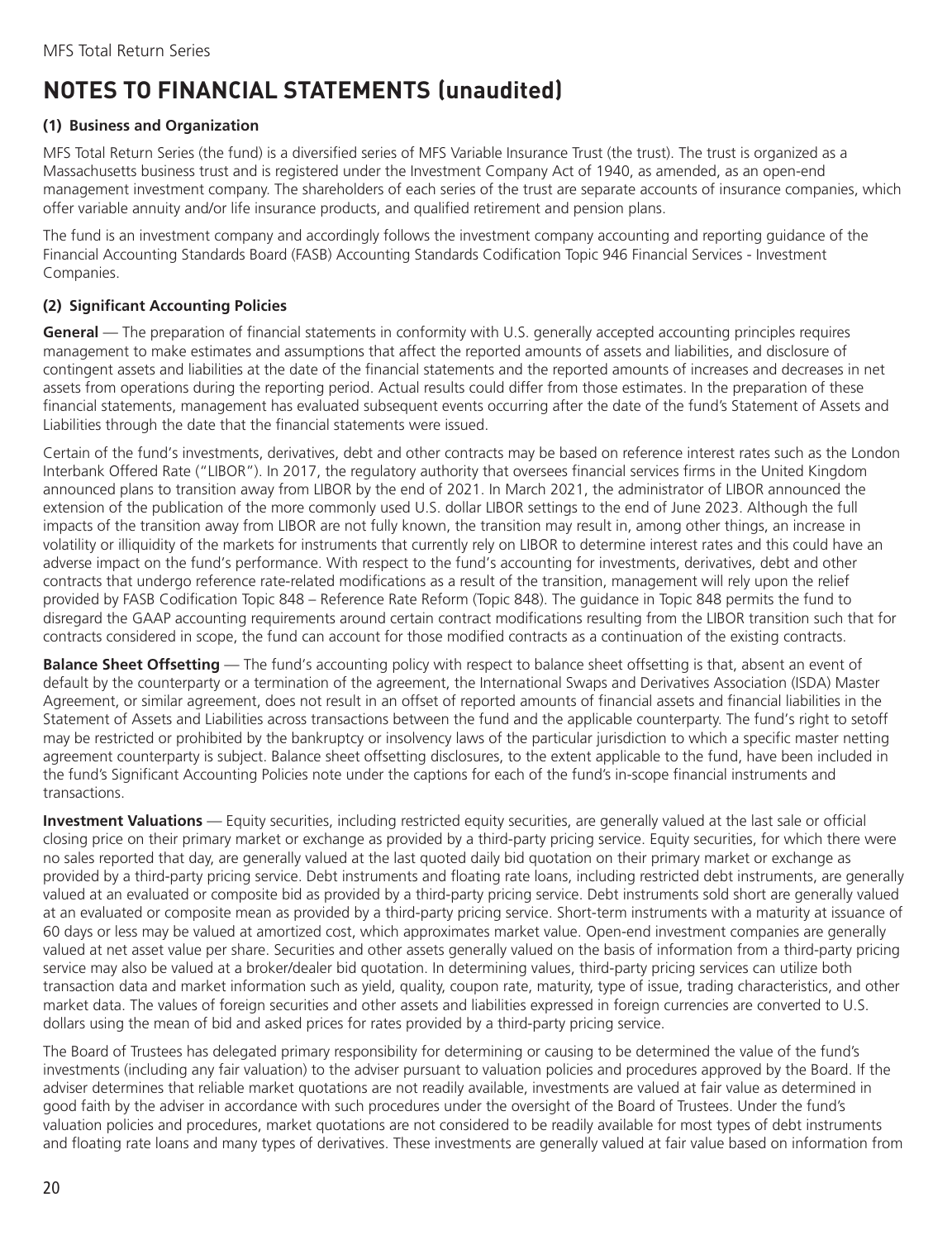# NOTES TO FINANCIAL STATEMENTS (unaudited)

### (1) Business and Organization

MFS Total Return Series (the fund) is a diversified series of MFS Variable Insurance Trust (the trust). The trust is organized as a Massachusetts business trust and is registered under the Investment Company Act of 1940, as amended, as an open-end management investment company. The shareholders of each series of the trust are separate accounts of insurance companies, which offer variable annuity and/or life insurance products, and qualified retirement and pension plans.

The fund is an investment company and accordingly follows the investment company accounting and reporting guidance of the Financial Accounting Standards Board (FASB) Accounting Standards Codification Topic 946 Financial Services - Investment Companies.

### (2) Significant Accounting Policies

**General** — The preparation of financial statements in conformity with U.S. generally accepted accounting principles requires management to make estimates and assumptions that affect the reported amounts of assets and liabilities, and disclosure of contingent assets and liabilities at the date of the financial statements and the reported amounts of increases and decreases in net assets from operations during the reporting period. Actual results could differ from those estimates. In the preparation of these financial statements, management has evaluated subsequent events occurring after the date of the fund's Statement of Assets and Liabilities through the date that the financial statements were issued.

Certain of the fund's investments, derivatives, debt and other contracts may be based on reference interest rates such as the London Interbank Offered Rate ("LIBOR"). In 2017, the regulatory authority that oversees financial services firms in the United Kingdom announced plans to transition away from LIBOR by the end of 2021. In March 2021, the administrator of LIBOR announced the extension of the publication of the more commonly used U.S. dollar LIBOR settings to the end of June 2023. Although the full impacts of the transition away from LIBOR are not fully known, the transition may result in, among other things, an increase in volatility or illiquidity of the markets for instruments that currently rely on LIBOR to determine interest rates and this could have an adverse impact on the fund's performance. With respect to the fund's accounting for investments, derivatives, debt and other contracts that undergo reference rate-related modifications as a result of the transition, management will rely upon the relief provided by FASB Codification Topic 848 – Reference Rate Reform (Topic 848). The guidance in Topic 848 permits the fund to disregard the GAAP accounting requirements around certain contract modifications resulting from the LIBOR transition such that for contracts considered in scope, the fund can account for those modified contracts as a continuation of the existing contracts.

**Balance Sheet Offsetting** — The fund's accounting policy with respect to balance sheet offsetting is that, absent an event of default by the counterparty or a termination of the agreement, the International Swaps and Derivatives Association (ISDA) Master Agreement, or similar agreement, does not result in an offset of reported amounts of financial assets and financial liabilities in the Statement of Assets and Liabilities across transactions between the fund and the applicable counterparty. The fund's right to setoff may be restricted or prohibited by the bankruptcy or insolvency laws of the particular jurisdiction to which a specific master netting agreement counterparty is subject. Balance sheet offsetting disclosures, to the extent applicable to the fund, have been included in the fund's Significant Accounting Policies note under the captions for each of the fund's in-scope financial instruments and transactions.

**Investment Valuations** — Equity securities, including restricted equity securities, are generally valued at the last sale or official closing price on their primary market or exchange as provided by a third-party pricing service. Equity securities, for which there were no sales reported that day, are generally valued at the last quoted daily bid quotation on their primary market or exchange as provided by a third-party pricing service. Debt instruments and floating rate loans, including restricted debt instruments, are generally valued at an evaluated or composite bid as provided by a third-party pricing service. Debt instruments sold short are generally valued at an evaluated or composite mean as provided by a third-party pricing service. Short-term instruments with a maturity at issuance of 60 days or less may be valued at amortized cost, which approximates market value. Open-end investment companies are generally valued at net asset value per share. Securities and other assets generally valued on the basis of information from a third-party pricing service may also be valued at a broker/dealer bid quotation. In determining values, third-party pricing services can utilize both transaction data and market information such as yield, quality, coupon rate, maturity, type of issue, trading characteristics, and other market data. The values of foreign securities and other assets and liabilities expressed in foreign currencies are converted to U.S. dollars using the mean of bid and asked prices for rates provided by a third-party pricing service.

The Board of Trustees has delegated primary responsibility for determining or causing to be determined the value of the fund's investments (including any fair valuation) to the adviser pursuant to valuation policies and procedures approved by the Board. If the adviser determines that reliable market quotations are not readily available, investments are valued at fair value as determined in good faith by the adviser in accordance with such procedures under the oversight of the Board of Trustees. Under the fund's valuation policies and procedures, market quotations are not considered to be readily available for most types of debt instruments and floating rate loans and many types of derivatives. These investments are generally valued at fair value based on information from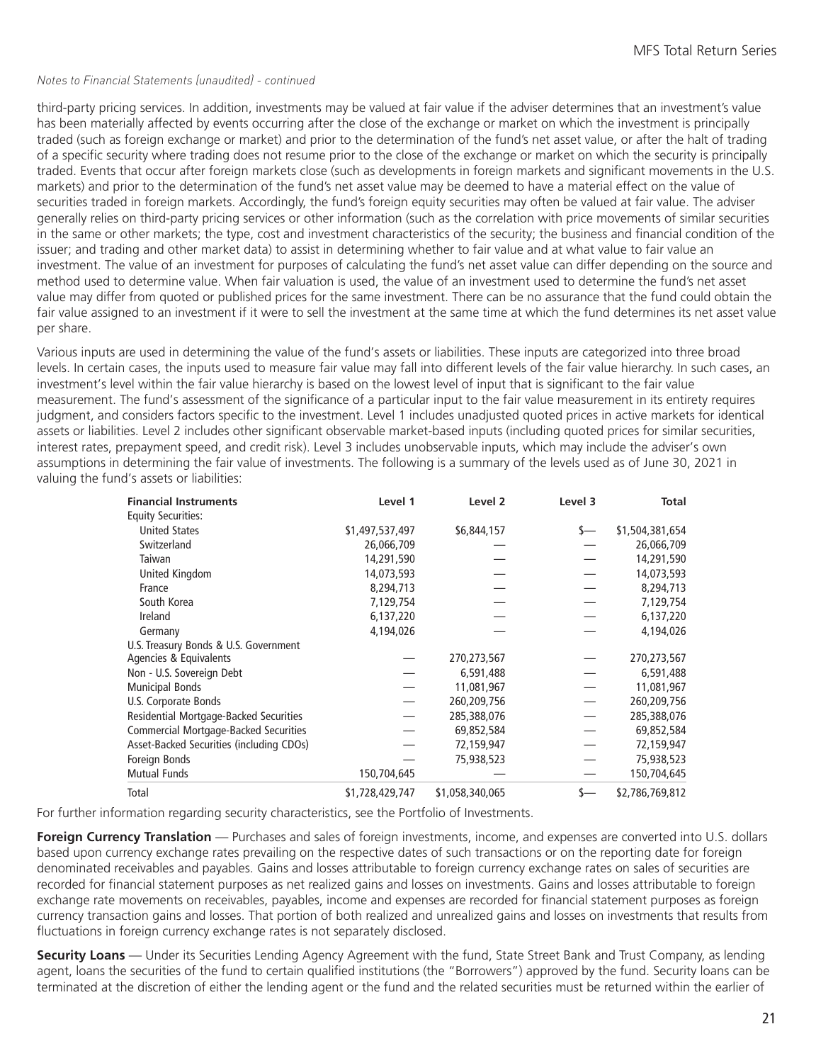*Notes to Financial Statements (unaudited) - continued*

third-party pricing services. In addition, investments may be valued at fair value if the adviser determines that an investment's value has been materially affected by events occurring after the close of the exchange or market on which the investment is principally traded (such as foreign exchange or market) and prior to the determination of the fund's net asset value, or after the halt of trading of a specific security where trading does not resume prior to the close of the exchange or market on which the security is principally traded. Events that occur after foreign markets close (such as developments in foreign markets and significant movements in the U.S. markets) and prior to the determination of the fund's net asset value may be deemed to have a material effect on the value of securities traded in foreign markets. Accordingly, the fund's foreign equity securities may often be valued at fair value. The adviser generally relies on third-party pricing services or other information (such as the correlation with price movements of similar securities in the same or other markets; the type, cost and investment characteristics of the security; the business and financial condition of the issuer; and trading and other market data) to assist in determining whether to fair value and at what value to fair value an investment. The value of an investment for purposes of calculating the fund's net asset value can differ depending on the source and method used to determine value. When fair valuation is used, the value of an investment used to determine the fund's net asset value may differ from quoted or published prices for the same investment. There can be no assurance that the fund could obtain the fair value assigned to an investment if it were to sell the investment at the same time at which the fund determines its net asset value per share.

Various inputs are used in determining the value of the fund's assets or liabilities. These inputs are categorized into three broad levels. In certain cases, the inputs used to measure fair value may fall into different levels of the fair value hierarchy. In such cases, an investment's level within the fair value hierarchy is based on the lowest level of input that is significant to the fair value measurement. The fund's assessment of the significance of a particular input to the fair value measurement in its entirety requires judgment, and considers factors specific to the investment. Level 1 includes unadjusted quoted prices in active markets for identical assets or liabilities. Level 2 includes other significant observable market-based inputs (including quoted prices for similar securities, interest rates, prepayment speed, and credit risk). Level 3 includes unobservable inputs, which may include the adviser's own assumptions in determining the fair value of investments. The following is a summary of the levels used as of June 30, 2021 in valuing the fund's assets or liabilities:

| Financial Instruments | Level 1 | Level 2 | Level 3 | Total |
|---|---|---|---|---|
| Equity Securities: | | | | |
| United States | $1,497,537,497 | $6,844,157 | $— | $1,504,381,654 |
| Switzerland | 26,066,709 | — | — | 26,066,709 |
| Taiwan | 14,291,590 | — | — | 14,291,590 |
| United Kingdom | 14,073,593 | — | — | 14,073,593 |
| France | 8,294,713 | — | — | 8,294,713 |
| South Korea | 7,129,754 | — | — | 7,129,754 |
| Ireland | 6,137,220 | — | — | 6,137,220 |
| Germany | 4,194,026 | — | — | 4,194,026 |
| U.S. Treasury Bonds & U.S. Government Agencies & Equivalents | — | 270,273,567 | — | 270,273,567 |
| Non - U.S. Sovereign Debt | — | 6,591,488 | — | 6,591,488 |
| Municipal Bonds | — | 11,081,967 | — | 11,081,967 |
| U.S. Corporate Bonds | — | 260,209,756 | — | 260,209,756 |
| Residential Mortgage-Backed Securities | — | 285,388,076 | — | 285,388,076 |
| Commercial Mortgage-Backed Securities | — | 69,852,584 | — | 69,852,584 |
| Asset-Backed Securities (including CDOs) | — | 72,159,947 | — | 72,159,947 |
| Foreign Bonds | — | 75,938,523 | — | 75,938,523 |
| Mutual Funds | 150,704,645 | — | — | 150,704,645 |
| Total | $1,728,429,747 | $1,058,340,065 | $— | $2,786,769,812 |

For further information regarding security characteristics, see the Portfolio of Investments.

**Foreign Currency Translation** — Purchases and sales of foreign investments, income, and expenses are converted into U.S. dollars based upon currency exchange rates prevailing on the respective dates of such transactions or on the reporting date for foreign denominated receivables and payables. Gains and losses attributable to foreign currency exchange rates on sales of securities are recorded for financial statement purposes as net realized gains and losses on investments. Gains and losses attributable to foreign exchange rate movements on receivables, payables, income and expenses are recorded for financial statement purposes as foreign currency transaction gains and losses. That portion of both realized and unrealized gains and losses on investments that results from fluctuations in foreign currency exchange rates is not separately disclosed.

**Security Loans** — Under its Securities Lending Agency Agreement with the fund, State Street Bank and Trust Company, as lending agent, loans the securities of the fund to certain qualified institutions (the "Borrowers") approved by the fund. Security loans can be terminated at the discretion of either the lending agent or the fund and the related securities must be returned within the earlier of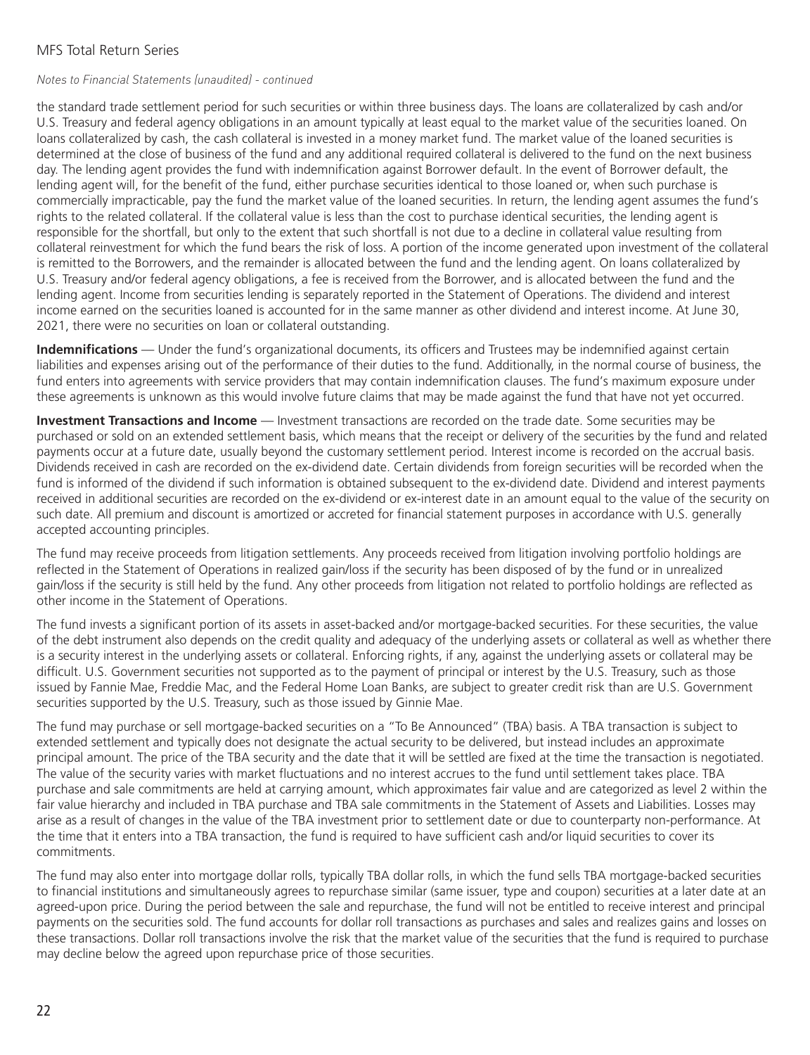the standard trade settlement period for such securities or within three business days. The loans are collateralized by cash and/or U.S. Treasury and federal agency obligations in an amount typically at least equal to the market value of the securities loaned. On loans collateralized by cash, the cash collateral is invested in a money market fund. The market value of the loaned securities is determined at the close of business of the fund and any additional required collateral is delivered to the fund on the next business day. The lending agent provides the fund with indemnification against Borrower default. In the event of Borrower default, the lending agent will, for the benefit of the fund, either purchase securities identical to those loaned or, when such purchase is commercially impracticable, pay the fund the market value of the loaned securities. In return, the lending agent assumes the fund's rights to the related collateral. If the collateral value is less than the cost to purchase identical securities, the lending agent is responsible for the shortfall, but only to the extent that such shortfall is not due to a decline in collateral value resulting from collateral reinvestment for which the fund bears the risk of loss. A portion of the income generated upon investment of the collateral is remitted to the Borrowers, and the remainder is allocated between the fund and the lending agent. On loans collateralized by U.S. Treasury and/or federal agency obligations, a fee is received from the Borrower, and is allocated between the fund and the lending agent. Income from securities lending is separately reported in the Statement of Operations. The dividend and interest income earned on the securities loaned is accounted for in the same manner as other dividend and interest income. At June 30, 2021, there were no securities on loan or collateral outstanding.

**Indemnifications** — Under the fund's organizational documents, its officers and Trustees may be indemnified against certain liabilities and expenses arising out of the performance of their duties to the fund. Additionally, in the normal course of business, the fund enters into agreements with service providers that may contain indemnification clauses. The fund's maximum exposure under these agreements is unknown as this would involve future claims that may be made against the fund that have not yet occurred.

**Investment Transactions and Income** — Investment transactions are recorded on the trade date. Some securities may be purchased or sold on an extended settlement basis, which means that the receipt or delivery of the securities by the fund and related payments occur at a future date, usually beyond the customary settlement period. Interest income is recorded on the accrual basis. Dividends received in cash are recorded on the ex-dividend date. Certain dividends from foreign securities will be recorded when the fund is informed of the dividend if such information is obtained subsequent to the ex-dividend date. Dividend and interest payments received in additional securities are recorded on the ex-dividend or ex-interest date in an amount equal to the value of the security on such date. All premium and discount is amortized or accreted for financial statement purposes in accordance with U.S. generally accepted accounting principles.

The fund may receive proceeds from litigation settlements. Any proceeds received from litigation involving portfolio holdings are reflected in the Statement of Operations in realized gain/loss if the security has been disposed of by the fund or in unrealized gain/loss if the security is still held by the fund. Any other proceeds from litigation not related to portfolio holdings are reflected as other income in the Statement of Operations.

The fund invests a significant portion of its assets in asset-backed and/or mortgage-backed securities. For these securities, the value of the debt instrument also depends on the credit quality and adequacy of the underlying assets or collateral as well as whether there is a security interest in the underlying assets or collateral. Enforcing rights, if any, against the underlying assets or collateral may be difficult. U.S. Government securities not supported as to the payment of principal or interest by the U.S. Treasury, such as those issued by Fannie Mae, Freddie Mac, and the Federal Home Loan Banks, are subject to greater credit risk than are U.S. Government securities supported by the U.S. Treasury, such as those issued by Ginnie Mae.

The fund may purchase or sell mortgage-backed securities on a "To Be Announced" (TBA) basis. A TBA transaction is subject to extended settlement and typically does not designate the actual security to be delivered, but instead includes an approximate principal amount. The price of the TBA security and the date that it will be settled are fixed at the time the transaction is negotiated. The value of the security varies with market fluctuations and no interest accrues to the fund until settlement takes place. TBA purchase and sale commitments are held at carrying amount, which approximates fair value and are categorized as level 2 within the fair value hierarchy and included in TBA purchase and TBA sale commitments in the Statement of Assets and Liabilities. Losses may arise as a result of changes in the value of the TBA investment prior to settlement date or due to counterparty non-performance. At the time that it enters into a TBA transaction, the fund is required to have sufficient cash and/or liquid securities to cover its commitments.

The fund may also enter into mortgage dollar rolls, typically TBA dollar rolls, in which the fund sells TBA mortgage-backed securities to financial institutions and simultaneously agrees to repurchase similar (same issuer, type and coupon) securities at a later date at an agreed-upon price. During the period between the sale and repurchase, the fund will not be entitled to receive interest and principal payments on the securities sold. The fund accounts for dollar roll transactions as purchases and sales and realizes gains and losses on these transactions. Dollar roll transactions involve the risk that the market value of the securities that the fund is required to purchase may decline below the agreed upon repurchase price of those securities.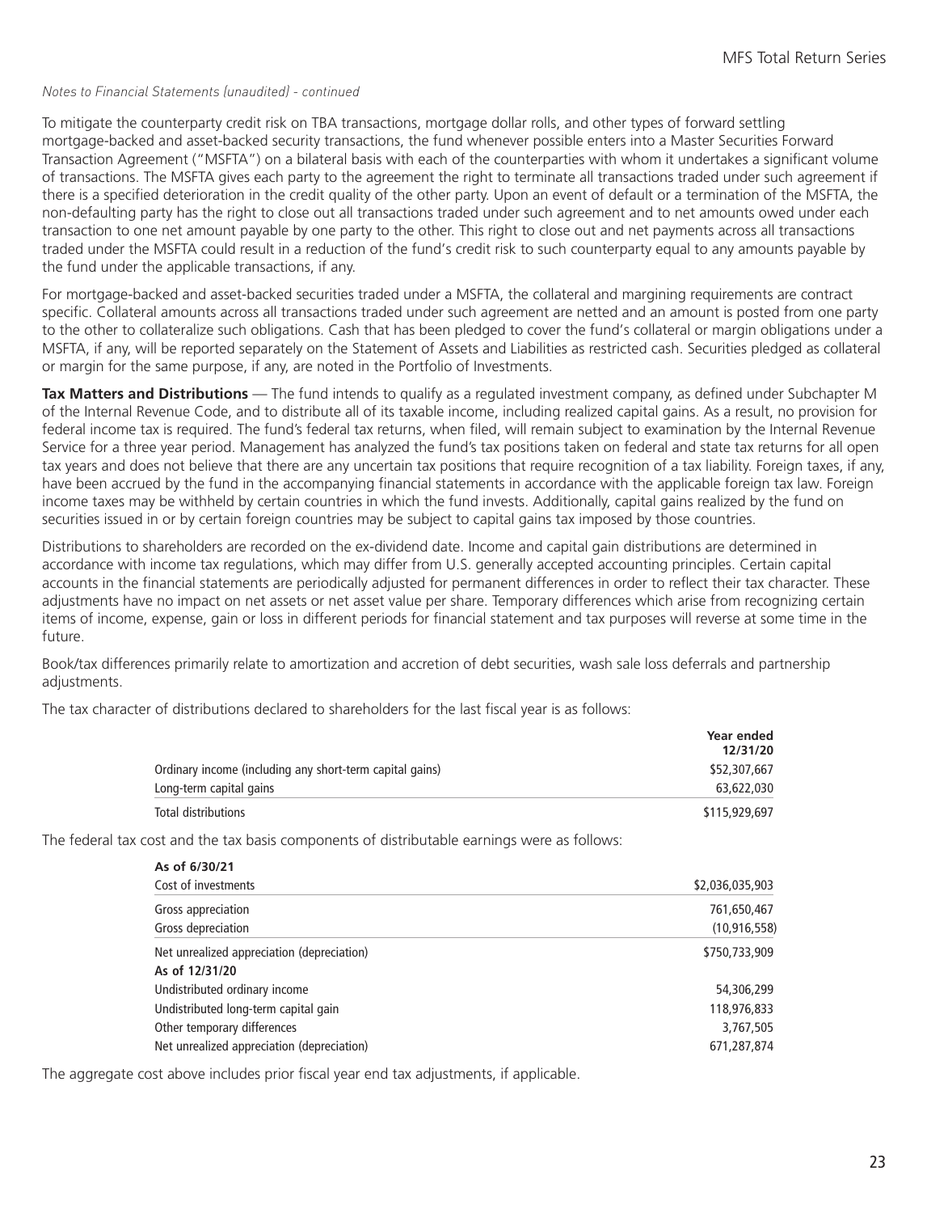*Notes to Financial Statements (unaudited) - continued*

To mitigate the counterparty credit risk on TBA transactions, mortgage dollar rolls, and other types of forward settling mortgage-backed and asset-backed security transactions, the fund whenever possible enters into a Master Securities Forward Transaction Agreement ("MSFTA") on a bilateral basis with each of the counterparties with whom it undertakes a significant volume of transactions. The MSFTA gives each party to the agreement the right to terminate all transactions traded under such agreement if there is a specified deterioration in the credit quality of the other party. Upon an event of default or a termination of the MSFTA, the non-defaulting party has the right to close out all transactions traded under such agreement and to net amounts owed under each transaction to one net amount payable by one party to the other. This right to close out and net payments across all transactions traded under the MSFTA could result in a reduction of the fund's credit risk to such counterparty equal to any amounts payable by the fund under the applicable transactions, if any.

For mortgage-backed and asset-backed securities traded under a MSFTA, the collateral and margining requirements are contract specific. Collateral amounts across all transactions traded under such agreement are netted and an amount is posted from one party to the other to collateralize such obligations. Cash that has been pledged to cover the fund's collateral or margin obligations under a MSFTA, if any, will be reported separately on the Statement of Assets and Liabilities as restricted cash. Securities pledged as collateral or margin for the same purpose, if any, are noted in the Portfolio of Investments.

**Tax Matters and Distributions** — The fund intends to qualify as a regulated investment company, as defined under Subchapter M of the Internal Revenue Code, and to distribute all of its taxable income, including realized capital gains. As a result, no provision for federal income tax is required. The fund's federal tax returns, when filed, will remain subject to examination by the Internal Revenue Service for a three year period. Management has analyzed the fund's tax positions taken on federal and state tax returns for all open tax years and does not believe that there are any uncertain tax positions that require recognition of a tax liability. Foreign taxes, if any, have been accrued by the fund in the accompanying financial statements in accordance with the applicable foreign tax law. Foreign income taxes may be withheld by certain countries in which the fund invests. Additionally, capital gains realized by the fund on securities issued in or by certain foreign countries may be subject to capital gains tax imposed by those countries.

Distributions to shareholders are recorded on the ex-dividend date. Income and capital gain distributions are determined in accordance with income tax regulations, which may differ from U.S. generally accepted accounting principles. Certain capital accounts in the financial statements are periodically adjusted for permanent differences in order to reflect their tax character. These adjustments have no impact on net assets or net asset value per share. Temporary differences which arise from recognizing certain items of income, expense, gain or loss in different periods for financial statement and tax purposes will reverse at some time in the future.

Book/tax differences primarily relate to amortization and accretion of debt securities, wash sale loss deferrals and partnership adjustments.

The tax character of distributions declared to shareholders for the last fiscal year is as follows:

| | Year ended 12/31/20 |
|---|---|
| Ordinary income (including any short-term capital gains) | $52,307,667 |
| Long-term capital gains | 63,622,030 |
| Total distributions | $115,929,697 |

The federal tax cost and the tax basis components of distributable earnings were as follows:

| | |
|---|---|
| **As of 6/30/21** | |
| Cost of investments | $2,036,035,903 |
| Gross appreciation | 761,650,467 |
| Gross depreciation | (10,916,558) |
| Net unrealized appreciation (depreciation) | $750,733,909 |
| As of 12/31/20 | |
| Undistributed ordinary income | 54,306,299 |
| Undistributed long-term capital gain | 118,976,833 |
| Other temporary differences | 3,767,505 |
| Net unrealized appreciation (depreciation) | 671,287,874 |

The aggregate cost above includes prior fiscal year end tax adjustments, if applicable.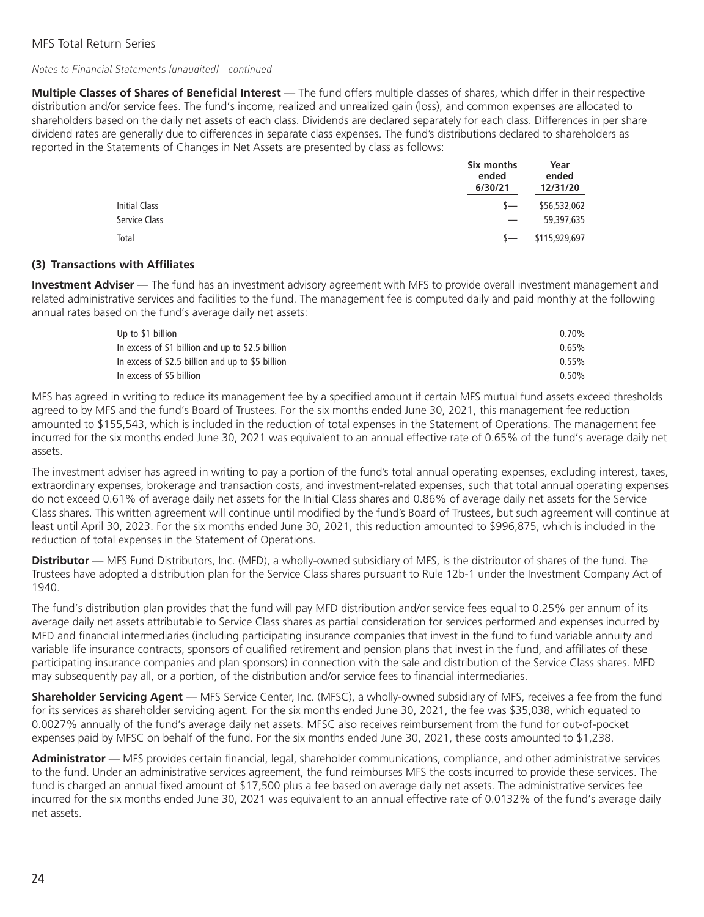*Notes to Financial Statements (unaudited) - continued*

**Multiple Classes of Shares of Beneficial Interest** — The fund offers multiple classes of shares, which differ in their respective distribution and/or service fees. The fund's income, realized and unrealized gain (loss), and common expenses are allocated to shareholders based on the daily net assets of each class. Dividends are declared separately for each class. Differences in per share dividend rates are generally due to differences in separate class expenses. The fund's distributions declared to shareholders as reported in the Statements of Changes in Net Assets are presented by class as follows:

| | Six months ended 6/30/21 | Year ended 12/31/20 |
|---|---|---|
| Initial Class | $— | $56,532,062 |
| Service Class | — | 59,397,635 |
| Total | $— | $115,929,697 |

## (3) Transactions with Affiliates

**Investment Adviser** — The fund has an investment advisory agreement with MFS to provide overall investment management and related administrative services and facilities to the fund. The management fee is computed daily and paid monthly at the following annual rates based on the fund's average daily net assets:

| | |
|---|---|
| Up to $1 billion | 0.70% |
| In excess of $1 billion and up to $2.5 billion | 0.65% |
| In excess of $2.5 billion and up to $5 billion | 0.55% |
| In excess of $5 billion | 0.50% |

MFS has agreed in writing to reduce its management fee by a specified amount if certain MFS mutual fund assets exceed thresholds agreed to by MFS and the fund's Board of Trustees. For the six months ended June 30, 2021, this management fee reduction amounted to $155,543, which is included in the reduction of total expenses in the Statement of Operations. The management fee incurred for the six months ended June 30, 2021 was equivalent to an annual effective rate of 0.65% of the fund's average daily net assets.

The investment adviser has agreed in writing to pay a portion of the fund's total annual operating expenses, excluding interest, taxes, extraordinary expenses, brokerage and transaction costs, and investment-related expenses, such that total annual operating expenses do not exceed 0.61% of average daily net assets for the Initial Class shares and 0.86% of average daily net assets for the Service Class shares. This written agreement will continue until modified by the fund's Board of Trustees, but such agreement will continue at least until April 30, 2023. For the six months ended June 30, 2021, this reduction amounted to $996,875, which is included in the reduction of total expenses in the Statement of Operations.

**Distributor** — MFS Fund Distributors, Inc. (MFD), a wholly-owned subsidiary of MFS, is the distributor of shares of the fund. The Trustees have adopted a distribution plan for the Service Class shares pursuant to Rule 12b-1 under the Investment Company Act of 1940.

The fund's distribution plan provides that the fund will pay MFD distribution and/or service fees equal to 0.25% per annum of its average daily net assets attributable to Service Class shares as partial consideration for services performed and expenses incurred by MFD and financial intermediaries (including participating insurance companies that invest in the fund to fund variable annuity and variable life insurance contracts, sponsors of qualified retirement and pension plans that invest in the fund, and affiliates of these participating insurance companies and plan sponsors) in connection with the sale and distribution of the Service Class shares. MFD may subsequently pay all, or a portion, of the distribution and/or service fees to financial intermediaries.

**Shareholder Servicing Agent** — MFS Service Center, Inc. (MFSC), a wholly-owned subsidiary of MFS, receives a fee from the fund for its services as shareholder servicing agent. For the six months ended June 30, 2021, the fee was $35,038, which equated to 0.0027% annually of the fund's average daily net assets. MFSC also receives reimbursement from the fund for out-of-pocket expenses paid by MFSC on behalf of the fund. For the six months ended June 30, 2021, these costs amounted to $1,238.

**Administrator** — MFS provides certain financial, legal, shareholder communications, compliance, and other administrative services to the fund. Under an administrative services agreement, the fund reimburses MFS the costs incurred to provide these services. The fund is charged an annual fixed amount of $17,500 plus a fee based on average daily net assets. The administrative services fee incurred for the six months ended June 30, 2021 was equivalent to an annual effective rate of 0.0132% of the fund's average daily net assets.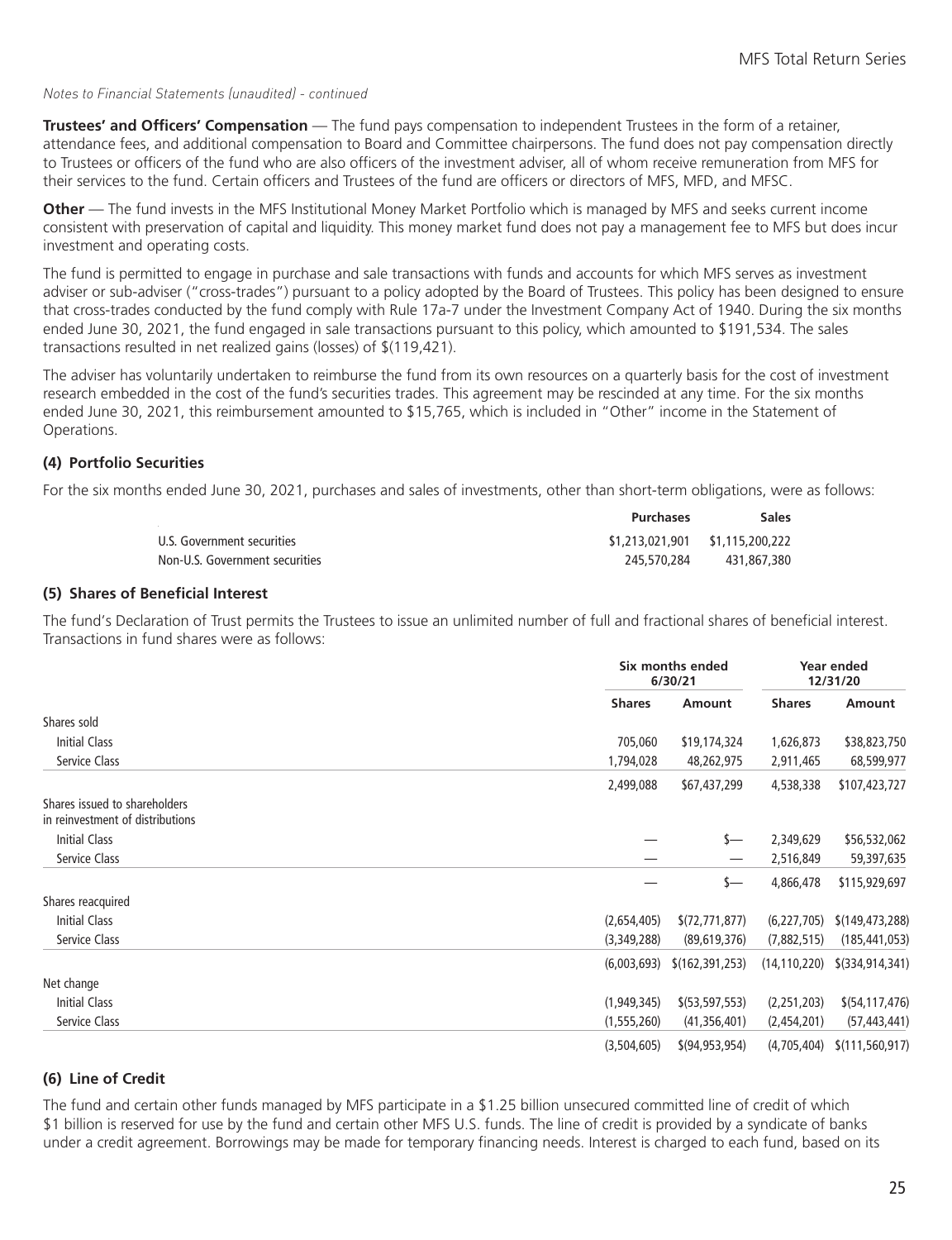*Notes to Financial Statements (unaudited) - continued*

**Trustees' and Officers' Compensation** — The fund pays compensation to independent Trustees in the form of a retainer, attendance fees, and additional compensation to Board and Committee chairpersons. The fund does not pay compensation directly to Trustees or officers of the fund who are also officers of the investment adviser, all of whom receive remuneration from MFS for their services to the fund. Certain officers and Trustees of the fund are officers or directors of MFS, MFD, and MFSC.

**Other** — The fund invests in the MFS Institutional Money Market Portfolio which is managed by MFS and seeks current income consistent with preservation of capital and liquidity. This money market fund does not pay a management fee to MFS but does incur investment and operating costs.

The fund is permitted to engage in purchase and sale transactions with funds and accounts for which MFS serves as investment adviser or sub-adviser ("cross-trades") pursuant to a policy adopted by the Board of Trustees. This policy has been designed to ensure that cross-trades conducted by the fund comply with Rule 17a-7 under the Investment Company Act of 1940. During the six months ended June 30, 2021, the fund engaged in sale transactions pursuant to this policy, which amounted to $191,534. The sales transactions resulted in net realized gains (losses) of $(119,421).

The adviser has voluntarily undertaken to reimburse the fund from its own resources on a quarterly basis for the cost of investment research embedded in the cost of the fund's securities trades. This agreement may be rescinded at any time. For the six months ended June 30, 2021, this reimbursement amounted to $15,765, which is included in "Other" income in the Statement of Operations.

## (4) Portfolio Securities

For the six months ended June 30, 2021, purchases and sales of investments, other than short-term obligations, were as follows:

| | Purchases | Sales |
|---|---|---|
| U.S. Government securities | $1,213,021,901 | $1,115,200,222 |
| Non-U.S. Government securities | 245,570,284 | 431,867,380 |

## (5) Shares of Beneficial Interest

The fund's Declaration of Trust permits the Trustees to issue an unlimited number of full and fractional shares of beneficial interest. Transactions in fund shares were as follows:

| | Six months ended 6/30/21 | | Year ended 12/31/20 | |
|---|---|---|---|---|
| | Shares | Amount | Shares | Amount |
| Shares sold | | | | |
| Initial Class | 705,060 | $19,174,324 | 1,626,873 | $38,823,750 |
| Service Class | 1,794,028 | 48,262,975 | 2,911,465 | 68,599,977 |
| | 2,499,088 | $67,437,299 | 4,538,338 | $107,423,727 |
| Shares issued to shareholders in reinvestment of distributions | | | | |
| Initial Class | — | $— | 2,349,629 | $56,532,062 |
| Service Class | — | — | 2,516,849 | 59,397,635 |
| | — | $— | 4,866,478 | $115,929,697 |
| Shares reacquired | | | | |
| Initial Class | (2,654,405) | $(72,771,877) | (6,227,705) | $(149,473,288) |
| Service Class | (3,349,288) | (89,619,376) | (7,882,515) | (185,441,053) |
| | (6,003,693) | $(162,391,253) | (14,110,220) | $(334,914,341) |
| Net change | | | | |
| Initial Class | (1,949,345) | $(53,597,553) | (2,251,203) | $(54,117,476) |
| Service Class | (1,555,260) | (41,356,401) | (2,454,201) | (57,443,441) |
| | (3,504,605) | $(94,953,954) | (4,705,404) | $(111,560,917) |

## (6) Line of Credit

The fund and certain other funds managed by MFS participate in a $1.25 billion unsecured committed line of credit of which $1 billion is reserved for use by the fund and certain other MFS U.S. funds. The line of credit is provided by a syndicate of banks under a credit agreement. Borrowings may be made for temporary financing needs. Interest is charged to each fund, based on its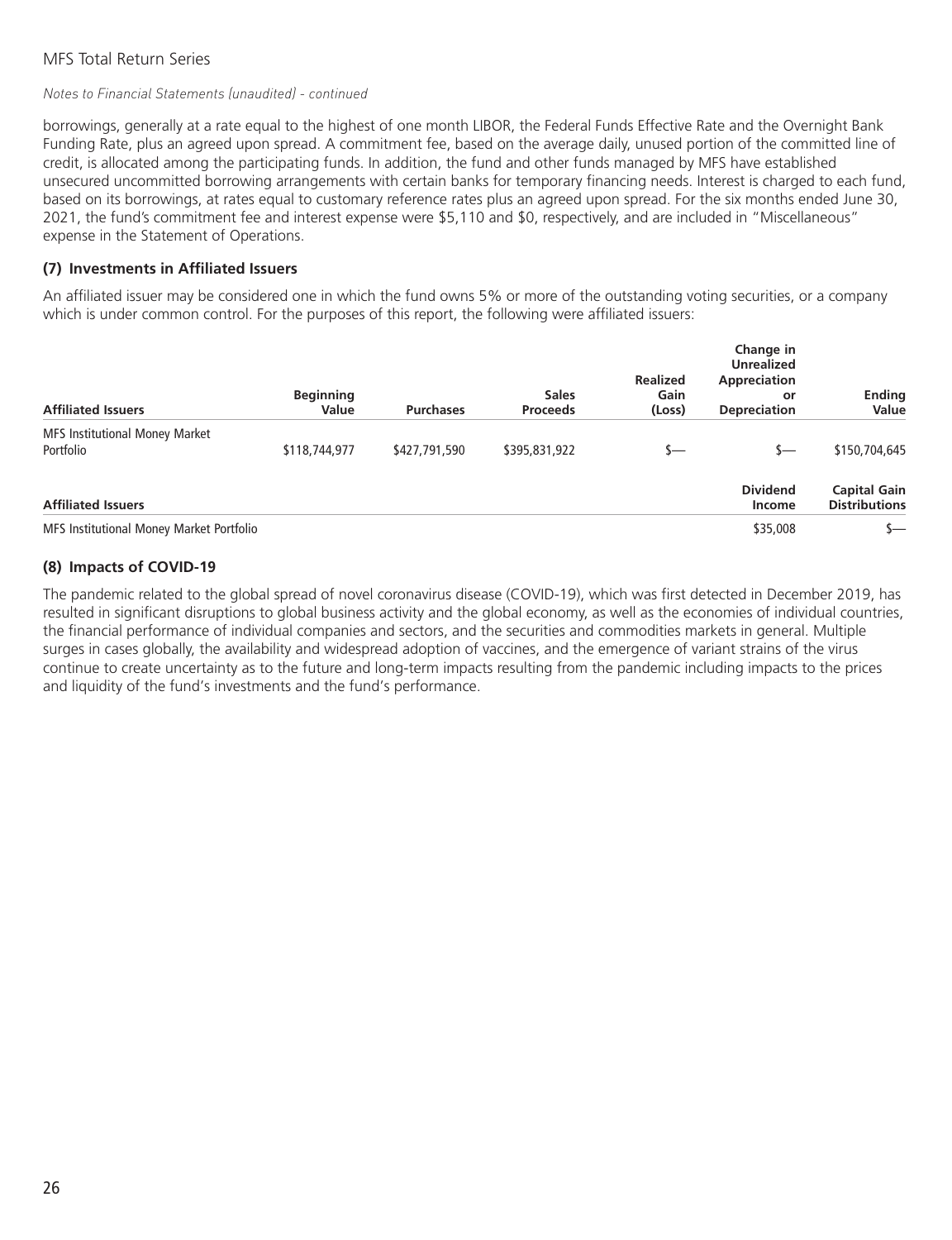borrowings, generally at a rate equal to the highest of one month LIBOR, the Federal Funds Effective Rate and the Overnight Bank Funding Rate, plus an agreed upon spread. A commitment fee, based on the average daily, unused portion of the committed line of credit, is allocated among the participating funds. In addition, the fund and other funds managed by MFS have established unsecured uncommitted borrowing arrangements with certain banks for temporary financing needs. Interest is charged to each fund, based on its borrowings, at rates equal to customary reference rates plus an agreed upon spread. For the six months ended June 30, 2021, the fund's commitment fee and interest expense were $5,110 and $0, respectively, and are included in "Miscellaneous" expense in the Statement of Operations.

## (7) Investments in Affiliated Issuers

An affiliated issuer may be considered one in which the fund owns 5% or more of the outstanding voting securities, or a company which is under common control. For the purposes of this report, the following were affiliated issuers:

| Affiliated Issuers | Beginning Value | Purchases | Sales Proceeds | Realized Gain (Loss) | Change in Unrealized Appreciation or Depreciation | Ending Value |
|---|---|---|---|---|---|---|
| MFS Institutional Money Market Portfolio | $118,744,977 | $427,791,590 | $395,831,922 | $— | $— | $150,704,645 |

| Affiliated Issuers | Dividend Income | Capital Gain Distributions |
|---|---|---|
| MFS Institutional Money Market Portfolio | $35,008 | $— |

## (8) Impacts of COVID-19

The pandemic related to the global spread of novel coronavirus disease (COVID-19), which was first detected in December 2019, has resulted in significant disruptions to global business activity and the global economy, as well as the economies of individual countries, the financial performance of individual companies and sectors, and the securities and commodities markets in general. Multiple surges in cases globally, the availability and widespread adoption of vaccines, and the emergence of variant strains of the virus continue to create uncertainty as to the future and long-term impacts resulting from the pandemic including impacts to the prices and liquidity of the fund's investments and the fund's performance.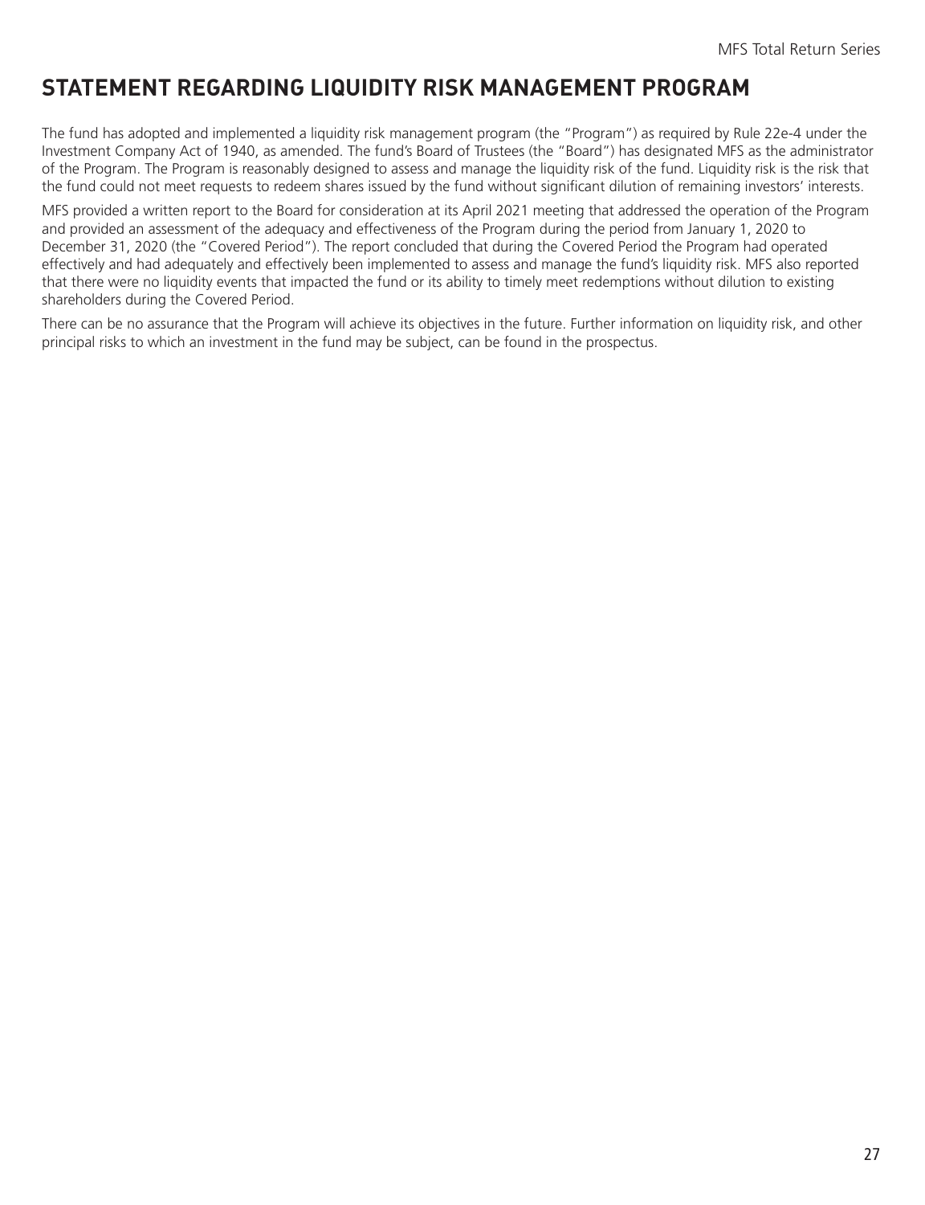# STATEMENT REGARDING LIQUIDITY RISK MANAGEMENT PROGRAM

The fund has adopted and implemented a liquidity risk management program (the "Program") as required by Rule 22e-4 under the Investment Company Act of 1940, as amended. The fund's Board of Trustees (the "Board") has designated MFS as the administrator of the Program. The Program is reasonably designed to assess and manage the liquidity risk of the fund. Liquidity risk is the risk that the fund could not meet requests to redeem shares issued by the fund without significant dilution of remaining investors' interests.

MFS provided a written report to the Board for consideration at its April 2021 meeting that addressed the operation of the Program and provided an assessment of the adequacy and effectiveness of the Program during the period from January 1, 2020 to December 31, 2020 (the "Covered Period"). The report concluded that during the Covered Period the Program had operated effectively and had adequately and effectively been implemented to assess and manage the fund's liquidity risk. MFS also reported that there were no liquidity events that impacted the fund or its ability to timely meet redemptions without dilution to existing shareholders during the Covered Period.

There can be no assurance that the Program will achieve its objectives in the future. Further information on liquidity risk, and other principal risks to which an investment in the fund may be subject, can be found in the prospectus.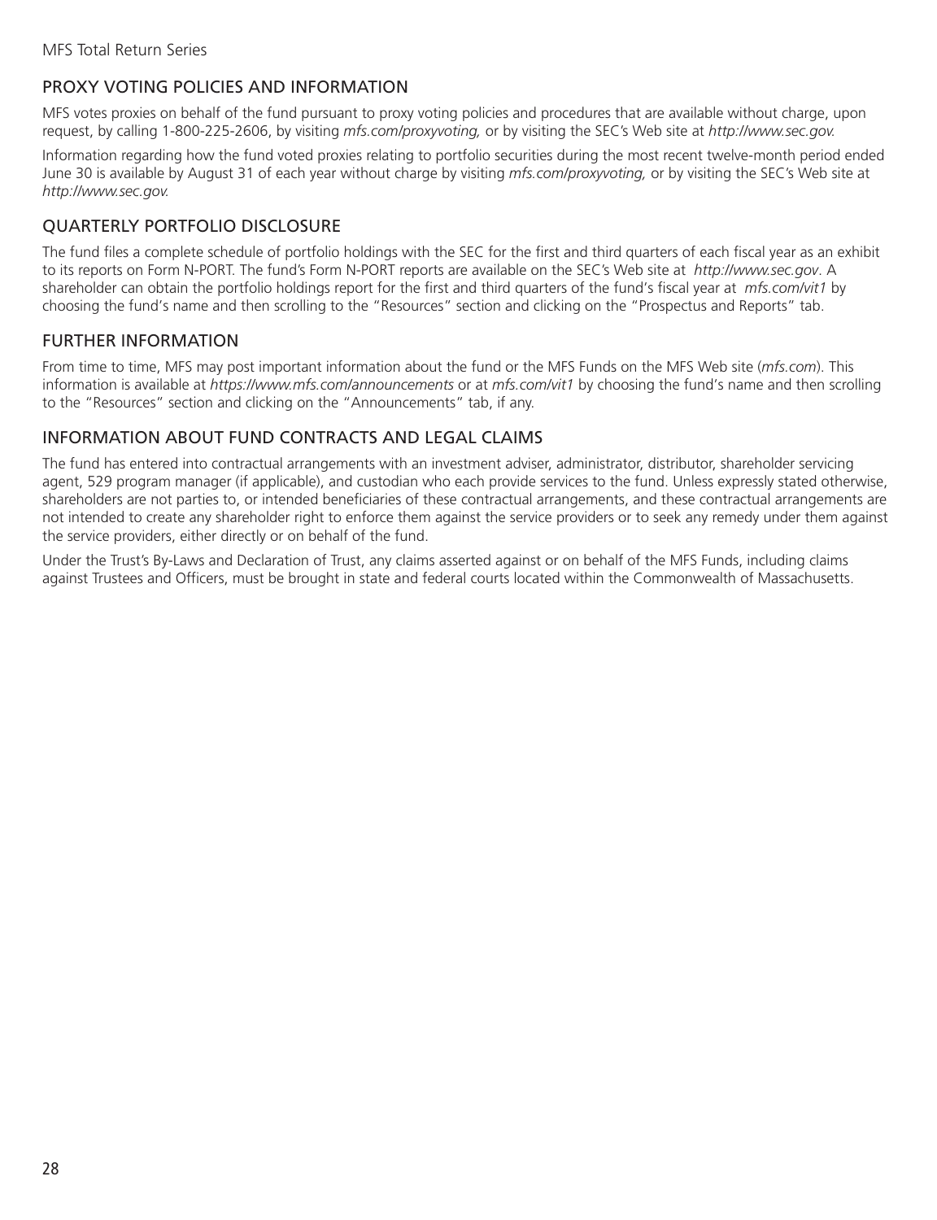## PROXY VOTING POLICIES AND INFORMATION

MFS votes proxies on behalf of the fund pursuant to proxy voting policies and procedures that are available without charge, upon request, by calling 1-800-225-2606, by visiting *mfs.com/proxyvoting,* or by visiting the SEC's Web site at *http://www.sec.gov.*

Information regarding how the fund voted proxies relating to portfolio securities during the most recent twelve-month period ended June 30 is available by August 31 of each year without charge by visiting *mfs.com/proxyvoting,* or by visiting the SEC's Web site at *http://www.sec.gov.*

## QUARTERLY PORTFOLIO DISCLOSURE

The fund files a complete schedule of portfolio holdings with the SEC for the first and third quarters of each fiscal year as an exhibit to its reports on Form N-PORT. The fund's Form N-PORT reports are available on the SEC's Web site at *http://www.sec.gov*. A shareholder can obtain the portfolio holdings report for the first and third quarters of the fund's fiscal year at *mfs.com/vit1* by choosing the fund's name and then scrolling to the "Resources" section and clicking on the "Prospectus and Reports" tab.

## FURTHER INFORMATION

From time to time, MFS may post important information about the fund or the MFS Funds on the MFS Web site (*mfs.com*). This information is available at *https://www.mfs.com/announcements* or at *mfs.com/vit1* by choosing the fund's name and then scrolling to the "Resources" section and clicking on the "Announcements" tab, if any.

## INFORMATION ABOUT FUND CONTRACTS AND LEGAL CLAIMS

The fund has entered into contractual arrangements with an investment adviser, administrator, distributor, shareholder servicing agent, 529 program manager (if applicable), and custodian who each provide services to the fund. Unless expressly stated otherwise, shareholders are not parties to, or intended beneficiaries of these contractual arrangements, and these contractual arrangements are not intended to create any shareholder right to enforce them against the service providers or to seek any remedy under them against the service providers, either directly or on behalf of the fund.

Under the Trust's By-Laws and Declaration of Trust, any claims asserted against or on behalf of the MFS Funds, including claims against Trustees and Officers, must be brought in state and federal courts located within the Commonwealth of Massachusetts.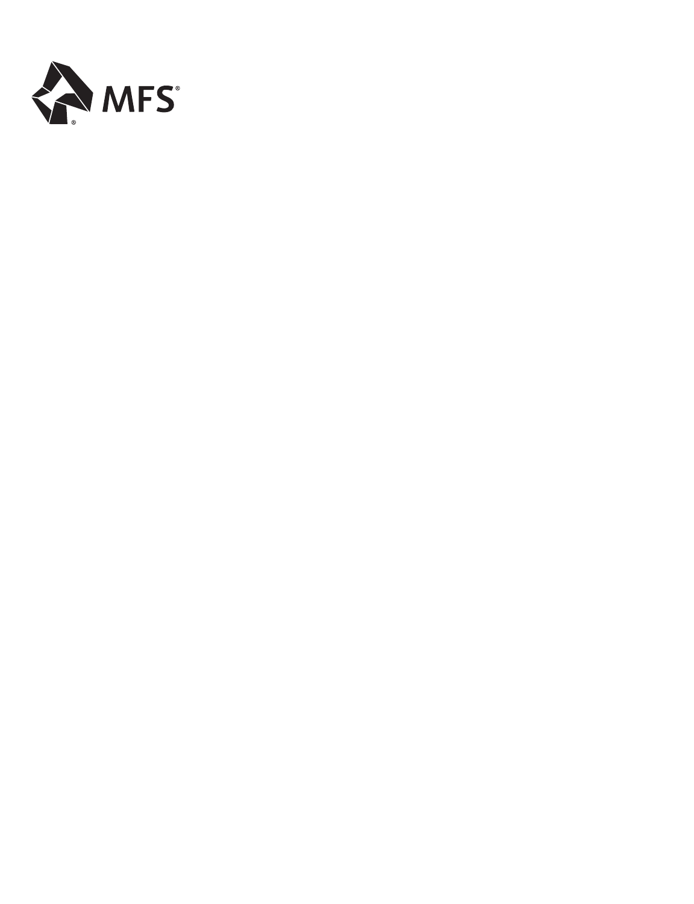MFS®